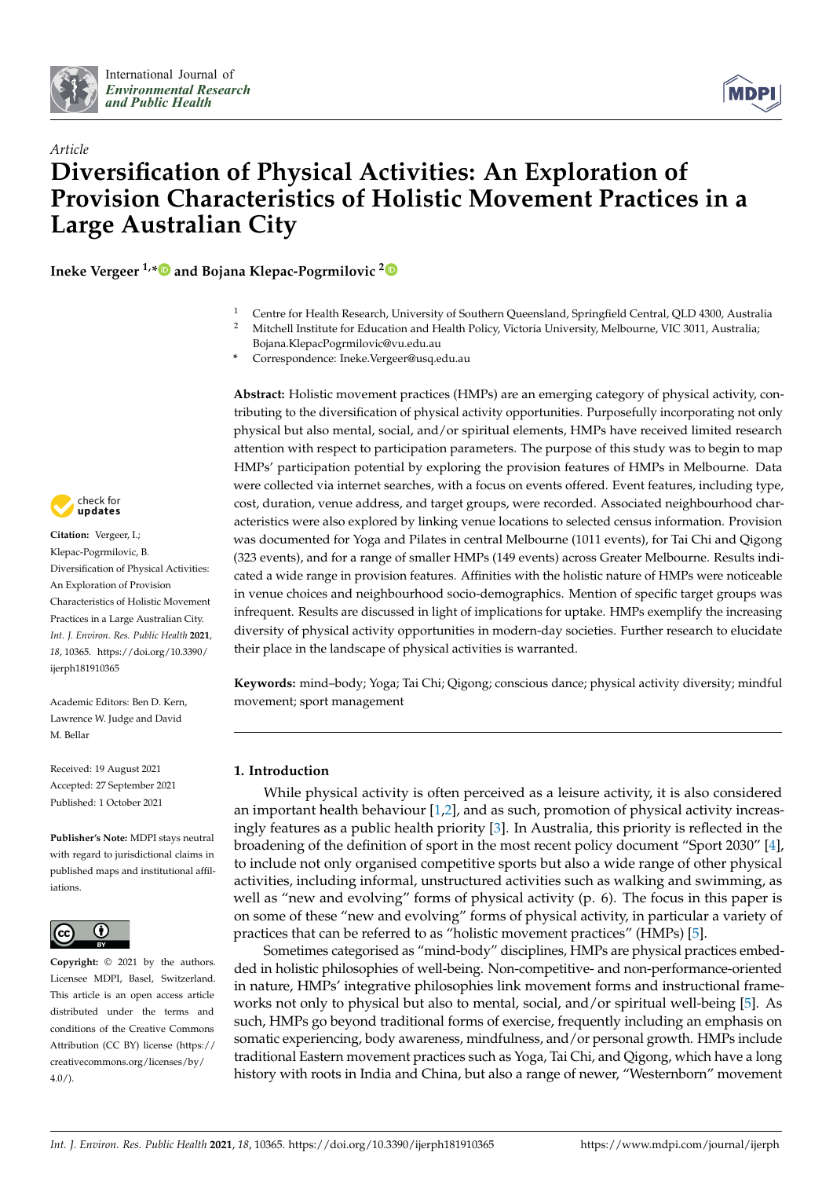*Article*

# Diversification of Physical Activities: An Exploration of Provision Characteristics of Holistic Movement Practices in a Large Australian City

**Ineke Vergeer [1,*] and Bojana Klepac-Pogrmilovic [2]**

[1] Centre for Health Research, University of Southern Queensland, Springfield Central, QLD 4300, Australia
[2] Mitchell Institute for Education and Health Policy, Victoria University, Melbourne, VIC 3011, Australia; Bojana.KlepacPogrmilovic@vu.edu.au
[*] Correspondence: Ineke.Vergeer@usq.edu.au

**Abstract:** Holistic movement practices (HMPs) are an emerging category of physical activity, contributing to the diversification of physical activity opportunities. Purposefully incorporating not only physical but also mental, social, and/or spiritual elements, HMPs have received limited research attention with respect to participation parameters. The purpose of this study was to begin to map HMPs' participation potential by exploring the provision features of HMPs in Melbourne. Data were collected via internet searches, with a focus on events offered. Event features, including type, cost, duration, venue address, and target groups, were recorded. Associated neighbourhood characteristics were also explored by linking venue locations to selected census information. Provision was documented for Yoga and Pilates in central Melbourne (1011 events), for Tai Chi and Qigong (323 events), and for a range of smaller HMPs (149 events) across Greater Melbourne. Results indicated a wide range in provision features. Affinities with the holistic nature of HMPs were noticeable in venue choices and neighbourhood socio-demographics. Mention of specific target groups was infrequent. Results are discussed in light of implications for uptake. HMPs exemplify the increasing diversity of physical activity opportunities in modern-day societies. Further research to elucidate their place in the landscape of physical activities is warranted.

**Keywords:** mind–body; Yoga; Tai Chi; Qigong; conscious dance; physical activity diversity; mindful movement; sport management

**Citation:** Vergeer, I.; Klepac-Pogrmilovic, B. Diversification of Physical Activities: An Exploration of Provision Characteristics of Holistic Movement Practices in a Large Australian City. *Int. J. Environ. Res. Public Health* **2021**, *18*, 10365. https://doi.org/10.3390/ijerph181910365

Academic Editors: Ben D. Kern, Lawrence W. Judge and David M. Bellar

Received: 19 August 2021
Accepted: 27 September 2021
Published: 1 October 2021

**Publisher's Note:** MDPI stays neutral with regard to jurisdictional claims in published maps and institutional affiliations.

**Copyright:** © 2021 by the authors. Licensee MDPI, Basel, Switzerland. This article is an open access article distributed under the terms and conditions of the Creative Commons Attribution (CC BY) license (https://creativecommons.org/licenses/by/4.0/).

## 1. Introduction

While physical activity is often perceived as a leisure activity, it is also considered an important health behaviour [1,2], and as such, promotion of physical activity increasingly features as a public health priority [3]. In Australia, this priority is reflected in the broadening of the definition of sport in the most recent policy document "Sport 2030" [4], to include not only organised competitive sports but also a wide range of other physical activities, including informal, unstructured activities such as walking and swimming, as well as "new and evolving" forms of physical activity (p. 6). The focus in this paper is on some of these "new and evolving" forms of physical activity, in particular a variety of practices that can be referred to as "holistic movement practices" (HMPs) [5].

Sometimes categorised as "mind-body" disciplines, HMPs are physical practices embedded in holistic philosophies of well-being. Non-competitive- and non-performance-oriented in nature, HMPs' integrative philosophies link movement forms and instructional frameworks not only to physical but also to mental, social, and/or spiritual well-being [5]. As such, HMPs go beyond traditional forms of exercise, frequently including an emphasis on somatic experiencing, body awareness, mindfulness, and/or personal growth. HMPs include traditional Eastern movement practices such as Yoga, Tai Chi, and Qigong, which have a long history with roots in India and China, but also a range of newer, "Westernborn" movement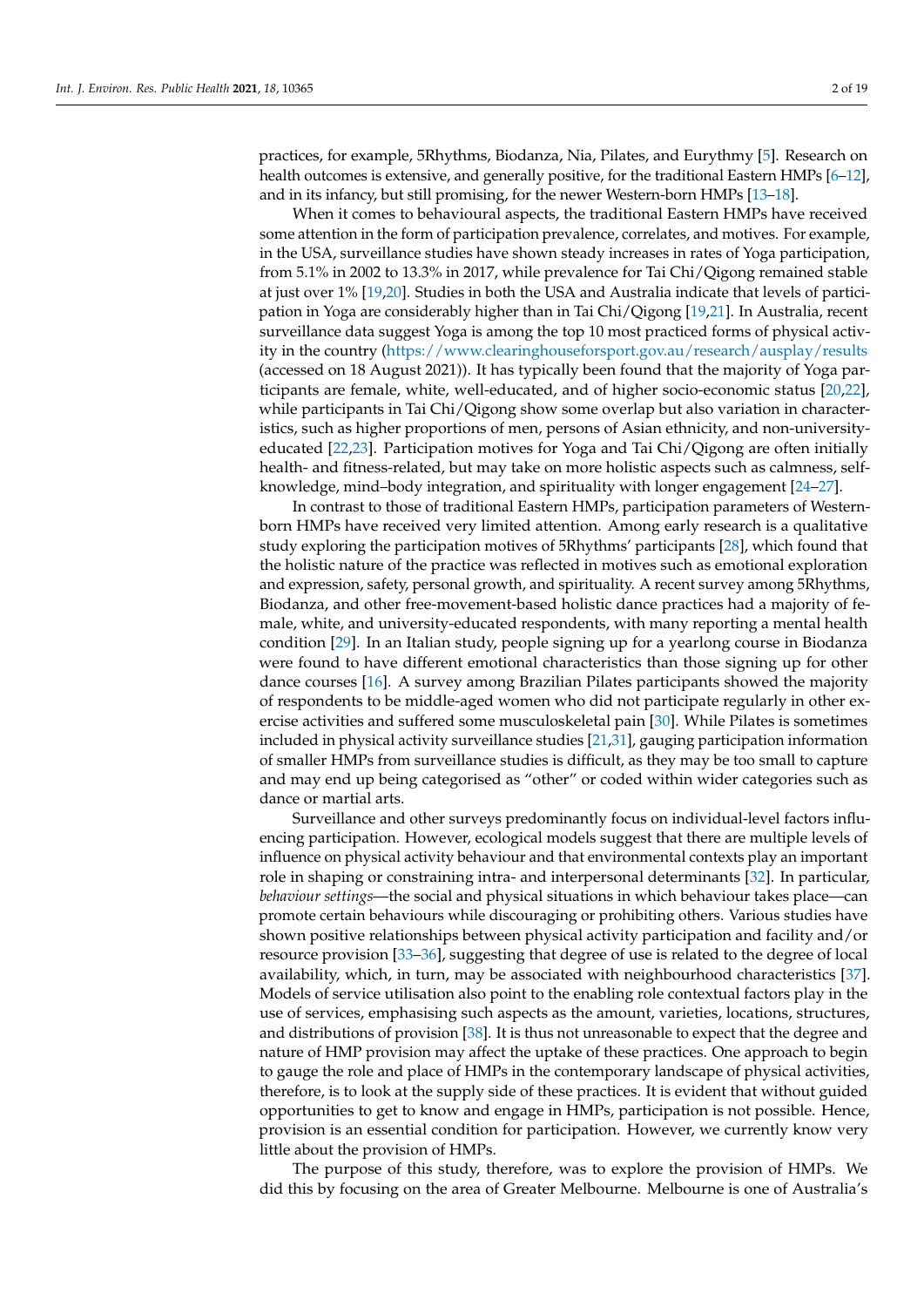practices, for example, 5Rhythms, Biodanza, Nia, Pilates, and Eurythmy [5]. Research on health outcomes is extensive, and generally positive, for the traditional Eastern HMPs [6–12], and in its infancy, but still promising, for the newer Western-born HMPs [13–18].

When it comes to behavioural aspects, the traditional Eastern HMPs have received some attention in the form of participation prevalence, correlates, and motives. For example, in the USA, surveillance studies have shown steady increases in rates of Yoga participation, from 5.1% in 2002 to 13.3% in 2017, while prevalence for Tai Chi/Qigong remained stable at just over 1% [19,20]. Studies in both the USA and Australia indicate that levels of participation in Yoga are considerably higher than in Tai Chi/Qigong [19,21]. In Australia, recent surveillance data suggest Yoga is among the top 10 most practiced forms of physical activity in the country (https://www.clearinghouseforsport.gov.au/research/ausplay/results (accessed on 18 August 2021)). It has typically been found that the majority of Yoga participants are female, white, well-educated, and of higher socio-economic status [20,22], while participants in Tai Chi/Qigong show some overlap but also variation in characteristics, such as higher proportions of men, persons of Asian ethnicity, and non-university-educated [22,23]. Participation motives for Yoga and Tai Chi/Qigong are often initially health- and fitness-related, but may take on more holistic aspects such as calmness, self-knowledge, mind–body integration, and spirituality with longer engagement [24–27].

In contrast to those of traditional Eastern HMPs, participation parameters of Western-born HMPs have received very limited attention. Among early research is a qualitative study exploring the participation motives of 5Rhythms' participants [28], which found that the holistic nature of the practice was reflected in motives such as emotional exploration and expression, safety, personal growth, and spirituality. A recent survey among 5Rhythms, Biodanza, and other free-movement-based holistic dance practices had a majority of female, white, and university-educated respondents, with many reporting a mental health condition [29]. In an Italian study, people signing up for a yearlong course in Biodanza were found to have different emotional characteristics than those signing up for other dance courses [16]. A survey among Brazilian Pilates participants showed the majority of respondents to be middle-aged women who did not participate regularly in other exercise activities and suffered some musculoskeletal pain [30]. While Pilates is sometimes included in physical activity surveillance studies [21,31], gauging participation information of smaller HMPs from surveillance studies is difficult, as they may be too small to capture and may end up being categorised as "other" or coded within wider categories such as dance or martial arts.

Surveillance and other surveys predominantly focus on individual-level factors influencing participation. However, ecological models suggest that there are multiple levels of influence on physical activity behaviour and that environmental contexts play an important role in shaping or constraining intra- and interpersonal determinants [32]. In particular, *behaviour settings*—the social and physical situations in which behaviour takes place—can promote certain behaviours while discouraging or prohibiting others. Various studies have shown positive relationships between physical activity participation and facility and/or resource provision [33–36], suggesting that degree of use is related to the degree of local availability, which, in turn, may be associated with neighbourhood characteristics [37]. Models of service utilisation also point to the enabling role contextual factors play in the use of services, emphasising such aspects as the amount, varieties, locations, structures, and distributions of provision [38]. It is thus not unreasonable to expect that the degree and nature of HMP provision may affect the uptake of these practices. One approach to begin to gauge the role and place of HMPs in the contemporary landscape of physical activities, therefore, is to look at the supply side of these practices. It is evident that without guided opportunities to get to know and engage in HMPs, participation is not possible. Hence, provision is an essential condition for participation. However, we currently know very little about the provision of HMPs.

The purpose of this study, therefore, was to explore the provision of HMPs. We did this by focusing on the area of Greater Melbourne. Melbourne is one of Australia's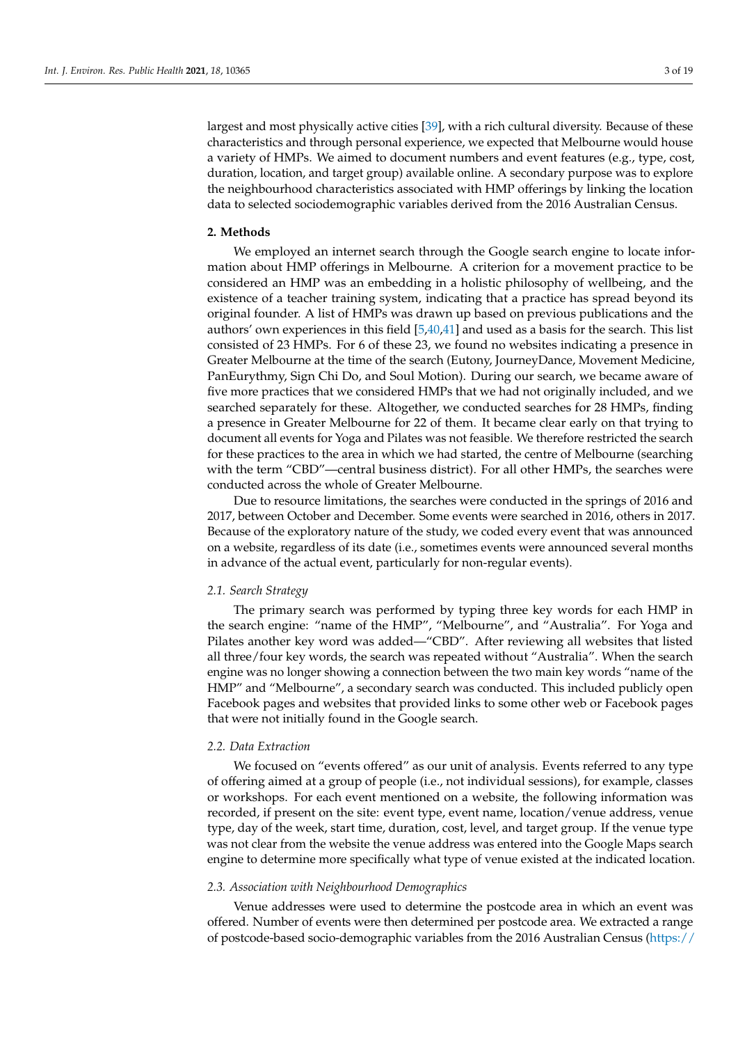largest and most physically active cities [39], with a rich cultural diversity. Because of these characteristics and through personal experience, we expected that Melbourne would house a variety of HMPs. We aimed to document numbers and event features (e.g., type, cost, duration, location, and target group) available online. A secondary purpose was to explore the neighbourhood characteristics associated with HMP offerings by linking the location data to selected sociodemographic variables derived from the 2016 Australian Census.

## 2. Methods

We employed an internet search through the Google search engine to locate information about HMP offerings in Melbourne. A criterion for a movement practice to be considered an HMP was an embedding in a holistic philosophy of wellbeing, and the existence of a teacher training system, indicating that a practice has spread beyond its original founder. A list of HMPs was drawn up based on previous publications and the authors' own experiences in this field [5,40,41] and used as a basis for the search. This list consisted of 23 HMPs. For 6 of these 23, we found no websites indicating a presence in Greater Melbourne at the time of the search (Eutony, JourneyDance, Movement Medicine, PanEurythmy, Sign Chi Do, and Soul Motion). During our search, we became aware of five more practices that we considered HMPs that we had not originally included, and we searched separately for these. Altogether, we conducted searches for 28 HMPs, finding a presence in Greater Melbourne for 22 of them. It became clear early on that trying to document all events for Yoga and Pilates was not feasible. We therefore restricted the search for these practices to the area in which we had started, the centre of Melbourne (searching with the term "CBD"—central business district). For all other HMPs, the searches were conducted across the whole of Greater Melbourne.

Due to resource limitations, the searches were conducted in the springs of 2016 and 2017, between October and December. Some events were searched in 2016, others in 2017. Because of the exploratory nature of the study, we coded every event that was announced on a website, regardless of its date (i.e., sometimes events were announced several months in advance of the actual event, particularly for non-regular events).

### 2.1. Search Strategy

The primary search was performed by typing three key words for each HMP in the search engine: "name of the HMP", "Melbourne", and "Australia". For Yoga and Pilates another key word was added—"CBD". After reviewing all websites that listed all three/four key words, the search was repeated without "Australia". When the search engine was no longer showing a connection between the two main key words "name of the HMP" and "Melbourne", a secondary search was conducted. This included publicly open Facebook pages and websites that provided links to some other web or Facebook pages that were not initially found in the Google search.

### 2.2. Data Extraction

We focused on "events offered" as our unit of analysis. Events referred to any type of offering aimed at a group of people (i.e., not individual sessions), for example, classes or workshops. For each event mentioned on a website, the following information was recorded, if present on the site: event type, event name, location/venue address, venue type, day of the week, start time, duration, cost, level, and target group. If the venue type was not clear from the website the venue address was entered into the Google Maps search engine to determine more specifically what type of venue existed at the indicated location.

### 2.3. Association with Neighbourhood Demographics

Venue addresses were used to determine the postcode area in which an event was offered. Number of events were then determined per postcode area. We extracted a range of postcode-based socio-demographic variables from the 2016 Australian Census (https://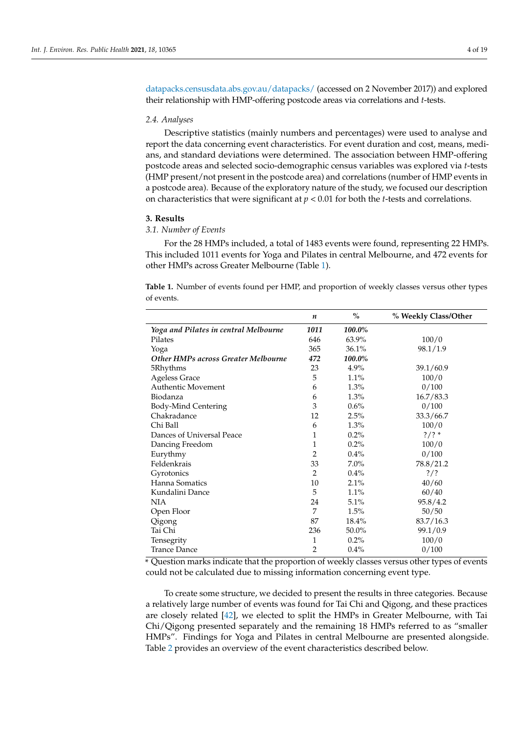datapacks.censusdata.abs.gov.au/datapacks/ (accessed on 2 November 2017)) and explored their relationship with HMP-offering postcode areas via correlations and *t*-tests.

### 2.4. Analyses

Descriptive statistics (mainly numbers and percentages) were used to analyse and report the data concerning event characteristics. For event duration and cost, means, medians, and standard deviations were determined. The association between HMP-offering postcode areas and selected socio-demographic census variables was explored via *t*-tests (HMP present/not present in the postcode area) and correlations (number of HMP events in a postcode area). Because of the exploratory nature of the study, we focused our description on characteristics that were significant at $p < 0.01$ for both the *t*-tests and correlations.

## 3. Results

### 3.1. Number of Events

For the 28 HMPs included, a total of 1483 events were found, representing 22 HMPs. This included 1011 events for Yoga and Pilates in central Melbourne, and 472 events for other HMPs across Greater Melbourne (Table 1).

**Table 1.** Number of events found per HMP, and proportion of weekly classes versus other types of events.

| | *n* | % | % Weekly Class/Other |
|---|---|---|---|
| ***Yoga and Pilates in central Melbourne*** | ***1011*** | ***100.0%*** | |
| Pilates | 646 | 63.9% | 100/0 |
| Yoga | 365 | 36.1% | 98.1/1.9 |
| ***Other HMPs across Greater Melbourne*** | ***472*** | ***100.0%*** | |
| 5Rhythms | 23 | 4.9% | 39.1/60.9 |
| Ageless Grace | 5 | 1.1% | 100/0 |
| Authentic Movement | 6 | 1.3% | 0/100 |
| Biodanza | 6 | 1.3% | 16.7/83.3 |
| Body-Mind Centering | 3 | 0.6% | 0/100 |
| Chakradance | 12 | 2.5% | 33.3/66.7 |
| Chi Ball | 6 | 1.3% | 100/0 |
| Dances of Universal Peace | 1 | 0.2% | ?/? * |
| Dancing Freedom | 1 | 0.2% | 100/0 |
| Eurythmy | 2 | 0.4% | 0/100 |
| Feldenkrais | 33 | 7.0% | 78.8/21.2 |
| Gyrotonics | 2 | 0.4% | ?/? |
| Hanna Somatics | 10 | 2.1% | 40/60 |
| Kundalini Dance | 5 | 1.1% | 60/40 |
| NIA | 24 | 5.1% | 95.8/4.2 |
| Open Floor | 7 | 1.5% | 50/50 |
| Qigong | 87 | 18.4% | 83.7/16.3 |
| Tai Chi | 236 | 50.0% | 99.1/0.9 |
| Tensegrity | 1 | 0.2% | 100/0 |
| Trance Dance | 2 | 0.4% | 0/100 |

\* Question marks indicate that the proportion of weekly classes versus other types of events could not be calculated due to missing information concerning event type.

To create some structure, we decided to present the results in three categories. Because a relatively large number of events was found for Tai Chi and Qigong, and these practices are closely related [42], we elected to split the HMPs in Greater Melbourne, with Tai Chi/Qigong presented separately and the remaining 18 HMPs referred to as "smaller HMPs". Findings for Yoga and Pilates in central Melbourne are presented alongside. Table 2 provides an overview of the event characteristics described below.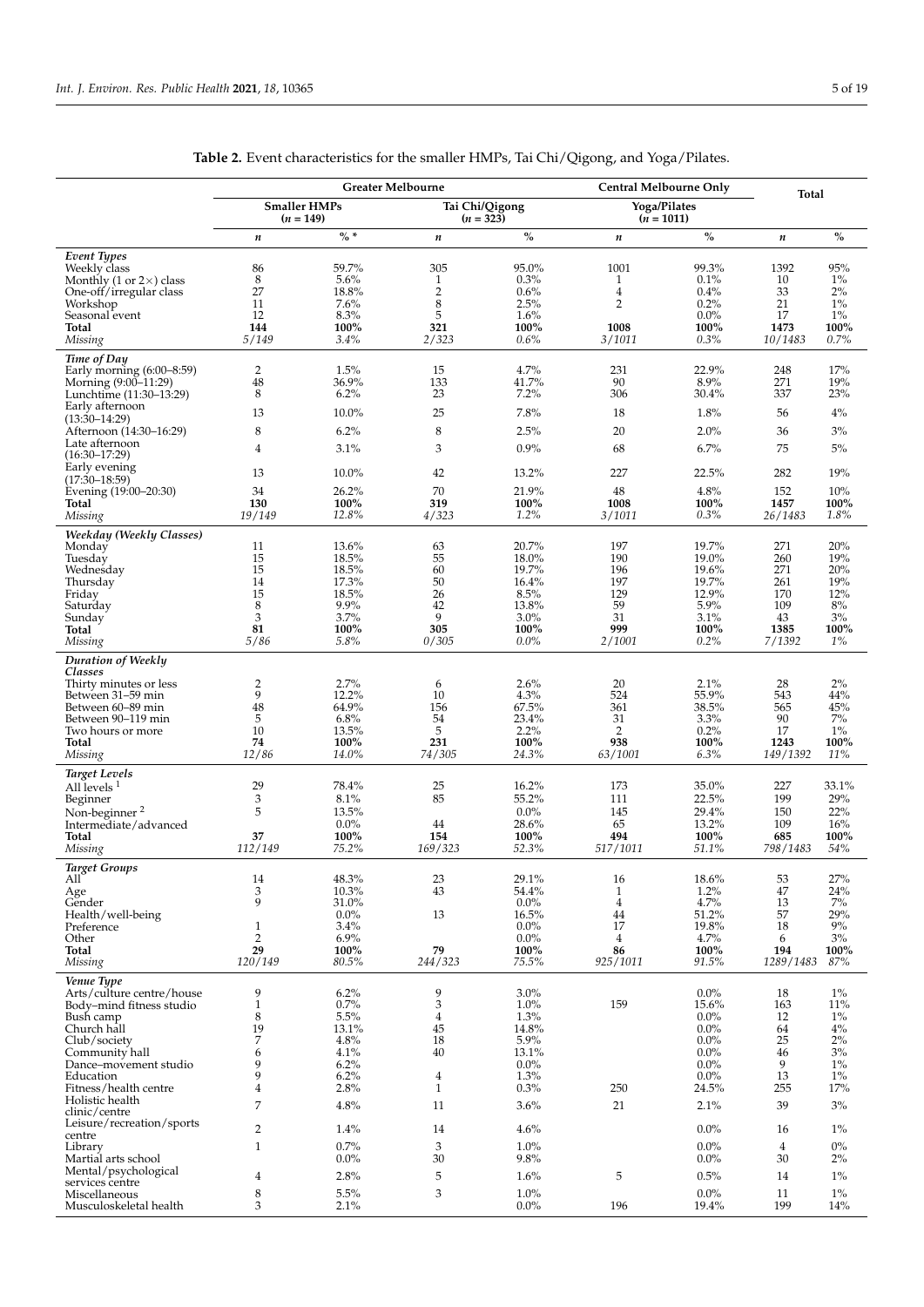**Table 2.** Event characteristics for the smaller HMPs, Tai Chi/Qigong, and Yoga/Pilates.

| | Greater Melbourne | | | | Central Melbourne Only | | Total | |
|---|---|---|---|---|---|---|---|---|
| | Smaller HMPs (n = 149) | | Tai Chi/Qigong (n = 323) | | Yoga/Pilates (n = 1011) | | | |
| | *n* | % * | *n* | % | *n* | % | *n* | % |
| ***Event Types*** | | | | | | | | |
| Weekly class | 86 | 59.7% | 305 | 95.0% | 1001 | 99.3% | 1392 | 95% |
| Monthly (1 or 2×) class | 8 | 5.6% | 1 | 0.3% | 1 | 0.1% | 10 | 1% |
| One-off/irregular class | 27 | 18.8% | 2 | 0.6% | 4 | 0.4% | 33 | 2% |
| Workshop | 11 | 7.6% | 8 | 2.5% | 2 | 0.2% | 21 | 1% |
| Seasonal event | 12 | 8.3% | 5 | 1.6% | | 0.0% | 17 | 1% |
| **Total** | **144** | **100%** | **321** | **100%** | **1008** | **100%** | **1473** | **100%** |
| *Missing* | *5/149* | *3.4%* | *2/323* | *0.6%* | *3/1011* | *0.3%* | *10/1483* | *0.7%* |
| ***Time of Day*** | | | | | | | | |
| Early morning (6:00–8:59) | 2 | 1.5% | 15 | 4.7% | 231 | 22.9% | 248 | 17% |
| Morning (9:00–11:29) | 48 | 36.9% | 133 | 41.7% | 90 | 8.9% | 271 | 19% |
| Lunchtime (11:30–13:29) | 8 | 6.2% | 23 | 7.2% | 306 | 30.4% | 337 | 23% |
| Early afternoon (13:30–14:29) | 13 | 10.0% | 25 | 7.8% | 18 | 1.8% | 56 | 4% |
| Afternoon (14:30–16:29) | 8 | 6.2% | 8 | 2.5% | 20 | 2.0% | 36 | 3% |
| Late afternoon (16:30–17:29) | 4 | 3.1% | 3 | 0.9% | 68 | 6.7% | 75 | 5% |
| Early evening (17:30–18:59) | 13 | 10.0% | 42 | 13.2% | 227 | 22.5% | 282 | 19% |
| Evening (19:00–20:30) | 34 | 26.2% | 70 | 21.9% | 48 | 4.8% | 152 | 10% |
| **Total** | **130** | **100%** | **319** | **100%** | **1008** | **100%** | **1457** | **100%** |
| *Missing* | *19/149* | *12.8%* | *4/323* | *1.2%* | *3/1011* | *0.3%* | *26/1483* | *1.8%* |
| ***Weekday (Weekly Classes)*** | | | | | | | | |
| Monday | 11 | 13.6% | 63 | 20.7% | 197 | 19.7% | 271 | 20% |
| Tuesday | 15 | 18.5% | 55 | 18.0% | 190 | 19.0% | 260 | 19% |
| Wednesday | 15 | 18.5% | 60 | 19.7% | 196 | 19.6% | 271 | 20% |
| Thursday | 14 | 17.3% | 50 | 16.4% | 197 | 19.7% | 261 | 19% |
| Friday | 15 | 18.5% | 26 | 8.5% | 129 | 12.9% | 170 | 12% |
| Saturday | 8 | 9.9% | 42 | 13.8% | 59 | 5.9% | 109 | 8% |
| Sunday | 3 | 3.7% | 9 | 3.0% | 31 | 3.1% | 43 | 3% |
| **Total** | **81** | **100%** | **305** | **100%** | **999** | **100%** | **1385** | **100%** |
| *Missing* | *5/86* | *5.8%* | *0/305* | *0.0%* | *2/1001* | *0.2%* | *7/1392* | *1%* |
| ***Duration of Weekly Classes*** | | | | | | | | |
| Thirty minutes or less | 2 | 2.7% | 6 | 2.6% | 20 | 2.1% | 28 | 2% |
| Between 31–59 min | 9 | 12.2% | 10 | 4.3% | 524 | 55.9% | 543 | 44% |
| Between 60–89 min | 48 | 64.9% | 156 | 67.5% | 361 | 38.5% | 565 | 45% |
| Between 90–119 min | 5 | 6.8% | 54 | 23.4% | 31 | 3.3% | 90 | 7% |
| Two hours or more | 10 | 13.5% | 5 | 2.2% | 2 | 0.2% | 17 | 1% |
| **Total** | **74** | **100%** | **231** | **100%** | **938** | **100%** | **1243** | **100%** |
| *Missing* | *12/86* | *14.0%* | *74/305* | *24.3%* | *63/1001* | *6.3%* | *149/1392* | *11%* |
| ***Target Levels*** | | | | | | | | |
| All levels [1] | 29 | 78.4% | 25 | 16.2% | 173 | 35.0% | 227 | 33.1% |
| Beginner | 3 | 8.1% | 85 | 55.2% | 111 | 22.5% | 199 | 29% |
| Non-beginner [2] | 5 | 13.5% | | 0.0% | 145 | 29.4% | 150 | 22% |
| Intermediate/advanced | | 0.0% | 44 | 28.6% | 65 | 13.2% | 109 | 16% |
| **Total** | **37** | **100%** | **154** | **100%** | **494** | **100%** | **685** | **100%** |
| *Missing* | *112/149* | *75.2%* | *169/323* | *52.3%* | *517/1011* | *51.1%* | *798/1483* | *54%* |
| ***Target Groups*** | | | | | | | | |
| All | 14 | 48.3% | 23 | 29.1% | 16 | 18.6% | 53 | 27% |
| Age | 3 | 10.3% | 43 | 54.4% | 1 | 1.2% | 47 | 24% |
| Gender | 9 | 31.0% | | 0.0% | 4 | 4.7% | 13 | 7% |
| Health/well-being | | 0.0% | 13 | 16.5% | 44 | 51.2% | 57 | 29% |
| Preference | 1 | 3.4% | | 0.0% | 17 | 19.8% | 18 | 9% |
| Other | 2 | 6.9% | | 0.0% | 4 | 4.7% | 6 | 3% |
| **Total** | **29** | **100%** | **79** | **100%** | **86** | **100%** | **194** | **100%** |
| *Missing* | *120/149* | *80.5%* | *244/323* | *75.5%* | *925/1011* | *91.5%* | *1289/1483* | *87%* |
| ***Venue Type*** | | | | | | | | |
| Arts/culture centre/house | 9 | 6.2% | 9 | 3.0% | | 0.0% | 18 | 1% |
| Body–mind fitness studio | 1 | 0.7% | 3 | 1.0% | 159 | 15.6% | 163 | 11% |
| Bush camp | 8 | 5.5% | 4 | 1.3% | | 0.0% | 12 | 1% |
| Church hall | 19 | 13.1% | 45 | 14.8% | | 0.0% | 64 | 4% |
| Club/society | 7 | 4.8% | 18 | 5.9% | | 0.0% | 25 | 2% |
| Community hall | 6 | 4.1% | 40 | 13.1% | | 0.0% | 46 | 3% |
| Dance–movement studio | 9 | 6.2% | | 0.0% | | 0.0% | 9 | 1% |
| Education | 9 | 6.2% | 4 | 1.3% | | 0.0% | 13 | 1% |
| Fitness/health centre | 4 | 2.8% | 1 | 0.3% | 250 | 24.5% | 255 | 17% |
| Holistic health clinic/centre | 7 | 4.8% | 11 | 3.6% | 21 | 2.1% | 39 | 3% |
| Leisure/recreation/sports centre | 2 | 1.4% | 14 | 4.6% | | 0.0% | 16 | 1% |
| Library | 1 | 0.7% | 3 | 1.0% | | 0.0% | 4 | 0% |
| Martial arts school | | 0.0% | 30 | 9.8% | | 0.0% | 30 | 2% |
| Mental/psychological services centre | 4 | 2.8% | 5 | 1.6% | 5 | 0.5% | 14 | 1% |
| Miscellaneous | 8 | 5.5% | 3 | 1.0% | | 0.0% | 11 | 1% |
| Musculoskeletal health | 3 | 2.1% | | 0.0% | 196 | 19.4% | 199 | 14% |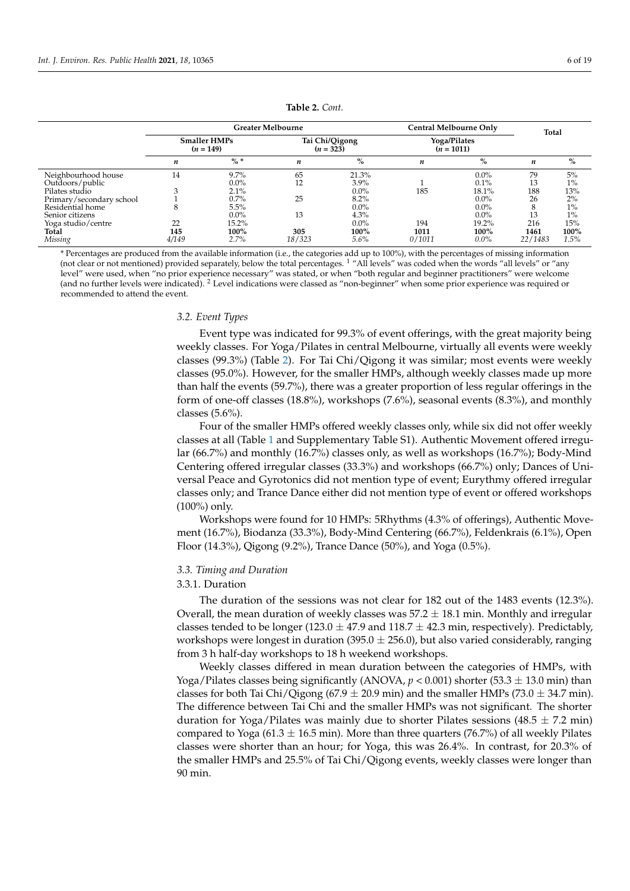**Table 2.** *Cont.*

| | Greater Melbourne | | | | Central Melbourne Only | | Total | |
|---|---|---|---|---|---|---|---|---|
| | Smaller HMPs ($n$ = 149) | | Tai Chi/Qigong ($n$ = 323) | | Yoga/Pilates ($n$ = 1011) | | | |
| | $n$ | % * | $n$ | % | $n$ | % | $n$ | % |
| Neighbourhood house | 14 | 9.7% | 65 | 21.3% | | 0.0% | 79 | 5% |
| Outdoors/public | | 0.0% | 12 | 3.9% | 1 | 0.1% | 13 | 1% |
| Pilates studio | 3 | 2.1% | | 0.0% | 185 | 18.1% | 188 | 13% |
| Primary/secondary school | 1 | 0.7% | 25 | 8.2% | | 0.0% | 26 | 2% |
| Residential home | 8 | 5.5% | | 0.0% | | 0.0% | 8 | 1% |
| Senior citizens | | 0.0% | 13 | 4.3% | | 0.0% | 13 | 1% |
| Yoga studio/centre | 22 | 15.2% | | 0.0% | 194 | 19.2% | 216 | 15% |
| **Total** | **145** | **100%** | **305** | **100%** | **1011** | **100%** | **1461** | **100%** |
| *Missing* | *4/149* | *2.7%* | *18/323* | *5.6%* | *0/1011* | *0.0%* | *22/1483* | *1.5%* |

* Percentages are produced from the available information (i.e., the categories add up to 100%), with the percentages of missing information (not clear or not mentioned) provided separately, below the total percentages. [1] "All levels" was coded when the words "all levels" or "any level" were used, when "no prior experience necessary" was stated, or when "both regular and beginner practitioners" were welcome (and no further levels were indicated). [2] Level indications were classed as "non-beginner" when some prior experience was required or recommended to attend the event.

### 3.2. Event Types

Event type was indicated for 99.3% of event offerings, with the great majority being weekly classes. For Yoga/Pilates in central Melbourne, virtually all events were weekly classes (99.3%) (Table 2). For Tai Chi/Qigong it was similar; most events were weekly classes (95.0%). However, for the smaller HMPs, although weekly classes made up more than half the events (59.7%), there was a greater proportion of less regular offerings in the form of one-off classes (18.8%), workshops (7.6%), seasonal events (8.3%), and monthly classes (5.6%).

Four of the smaller HMPs offered weekly classes only, while six did not offer weekly classes at all (Table 1 and Supplementary Table S1). Authentic Movement offered irregular (66.7%) and monthly (16.7%) classes only, as well as workshops (16.7%); Body-Mind Centering offered irregular classes (33.3%) and workshops (66.7%) only; Dances of Universal Peace and Gyrotonics did not mention type of event; Eurythmy offered irregular classes only; and Trance Dance either did not mention type of event or offered workshops (100%) only.

Workshops were found for 10 HMPs: 5Rhythms (4.3% of offerings), Authentic Movement (16.7%), Biodanza (33.3%), Body-Mind Centering (66.7%), Feldenkrais (6.1%), Open Floor (14.3%), Qigong (9.2%), Trance Dance (50%), and Yoga (0.5%).

### 3.3. Timing and Duration

#### 3.3.1. Duration

The duration of the sessions was not clear for 182 out of the 1483 events (12.3%). Overall, the mean duration of weekly classes was $57.2 \pm 18.1$ min. Monthly and irregular classes tended to be longer ($123.0 \pm 47.9$ and $118.7 \pm 42.3$ min, respectively). Predictably, workshops were longest in duration ($395.0 \pm 256.0$), but also varied considerably, ranging from 3 h half-day workshops to 18 h weekend workshops.

Weekly classes differed in mean duration between the categories of HMPs, with Yoga/Pilates classes being significantly (ANOVA, $p < 0.001$) shorter ($53.3 \pm 13.0$ min) than classes for both Tai Chi/Qigong ($67.9 \pm 20.9$ min) and the smaller HMPs ($73.0 \pm 34.7$ min). The difference between Tai Chi and the smaller HMPs was not significant. The shorter duration for Yoga/Pilates was mainly due to shorter Pilates sessions ($48.5 \pm 7.2$ min) compared to Yoga ($61.3 \pm 16.5$ min). More than three quarters (76.7%) of all weekly Pilates classes were shorter than an hour; for Yoga, this was 26.4%. In contrast, for 20.3% of the smaller HMPs and 25.5% of Tai Chi/Qigong events, weekly classes were longer than 90 min.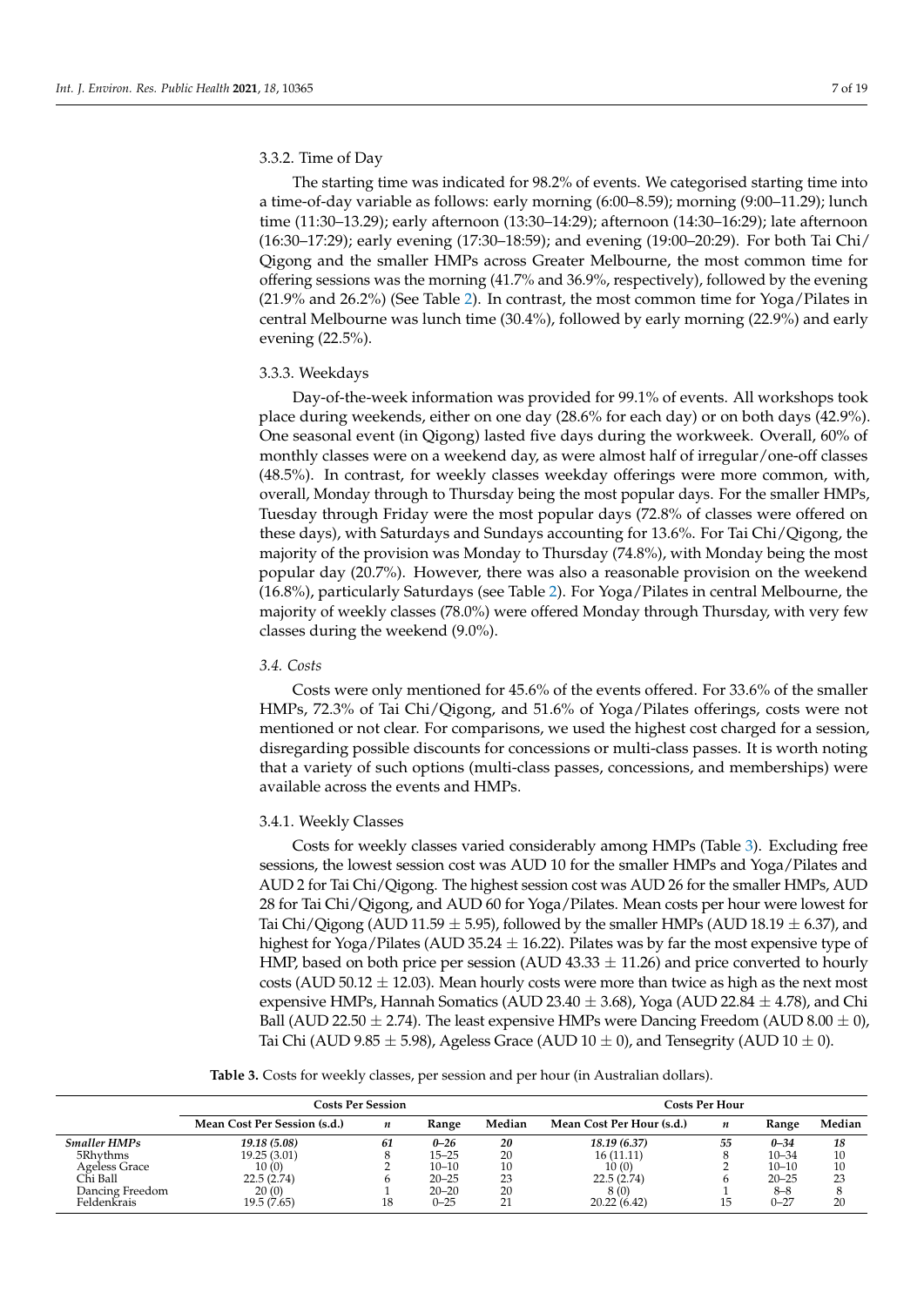#### 3.3.2. Time of Day

The starting time was indicated for 98.2% of events. We categorised starting time into a time-of-day variable as follows: early morning (6:00–8.59); morning (9:00–11.29); lunch time (11:30–13.29); early afternoon (13:30–14:29); afternoon (14:30–16:29); late afternoon (16:30–17:29); early evening (17:30–18:59); and evening (19:00–20:29). For both Tai Chi/Qigong and the smaller HMPs across Greater Melbourne, the most common time for offering sessions was the morning (41.7% and 36.9%, respectively), followed by the evening (21.9% and 26.2%) (See Table 2). In contrast, the most common time for Yoga/Pilates in central Melbourne was lunch time (30.4%), followed by early morning (22.9%) and early evening (22.5%).

#### 3.3.3. Weekdays

Day-of-the-week information was provided for 99.1% of events. All workshops took place during weekends, either on one day (28.6% for each day) or on both days (42.9%). One seasonal event (in Qigong) lasted five days during the workweek. Overall, 60% of monthly classes were on a weekend day, as were almost half of irregular/one-off classes (48.5%). In contrast, for weekly classes weekday offerings were more common, with, overall, Monday through to Thursday being the most popular days. For the smaller HMPs, Tuesday through Friday were the most popular days (72.8% of classes were offered on these days), with Saturdays and Sundays accounting for 13.6%. For Tai Chi/Qigong, the majority of the provision was Monday to Thursday (74.8%), with Monday being the most popular day (20.7%). However, there was also a reasonable provision on the weekend (16.8%), particularly Saturdays (see Table 2). For Yoga/Pilates in central Melbourne, the majority of weekly classes (78.0%) were offered Monday through Thursday, with very few classes during the weekend (9.0%).

### *3.4. Costs*

Costs were only mentioned for 45.6% of the events offered. For 33.6% of the smaller HMPs, 72.3% of Tai Chi/Qigong, and 51.6% of Yoga/Pilates offerings, costs were not mentioned or not clear. For comparisons, we used the highest cost charged for a session, disregarding possible discounts for concessions or multi-class passes. It is worth noting that a variety of such options (multi-class passes, concessions, and memberships) were available across the events and HMPs.

#### 3.4.1. Weekly Classes

Costs for weekly classes varied considerably among HMPs (Table 3). Excluding free sessions, the lowest session cost was AUD 10 for the smaller HMPs and Yoga/Pilates and AUD 2 for Tai Chi/Qigong. The highest session cost was AUD 26 for the smaller HMPs, AUD 28 for Tai Chi/Qigong, and AUD 60 for Yoga/Pilates. Mean costs per hour were lowest for Tai Chi/Qigong (AUD 11.59 ± 5.95), followed by the smaller HMPs (AUD 18.19 ± 6.37), and highest for Yoga/Pilates (AUD 35.24 ± 16.22). Pilates was by far the most expensive type of HMP, based on both price per session (AUD 43.33 ± 11.26) and price converted to hourly costs (AUD 50.12 ± 12.03). Mean hourly costs were more than twice as high as the next most expensive HMPs, Hannah Somatics (AUD 23.40 ± 3.68), Yoga (AUD 22.84 ± 4.78), and Chi Ball (AUD 22.50 ± 2.74). The least expensive HMPs were Dancing Freedom (AUD 8.00 ± 0), Tai Chi (AUD 9.85 ± 5.98), Ageless Grace (AUD 10 ± 0), and Tensegrity (AUD 10 ± 0).

**Table 3.** Costs for weekly classes, per session and per hour (in Australian dollars).

| | Costs Per Session | | | | Costs Per Hour | | | |
|---|---|---|---|---|---|---|---|---|
| | Mean Cost Per Session (s.d.) | *n* | Range | Median | Mean Cost Per Hour (s.d.) | *n* | Range | Median |
| ***Smaller HMPs*** | ***19.18 (5.08)*** | ***61*** | ***0–26*** | ***20*** | ***18.19 (6.37)*** | ***55*** | ***0–34*** | ***18*** |
| 5Rhythms | 19.25 (3.01) | 8 | 15–25 | 20 | 16 (11.11) | 8 | 10–34 | 10 |
| Ageless Grace | 10 (0) | 2 | 10–10 | 10 | 10 (0) | 2 | 10–10 | 10 |
| Chi Ball | 22.5 (2.74) | 6 | 20–25 | 23 | 22.5 (2.74) | 6 | 20–25 | 23 |
| Dancing Freedom | 20 (0) | 1 | 20–20 | 20 | 8 (0) | 1 | 8–8 | 8 |
| Feldenkrais | 19.5 (7.65) | 18 | 0–25 | 21 | 20.22 (6.42) | 15 | 0–27 | 20 |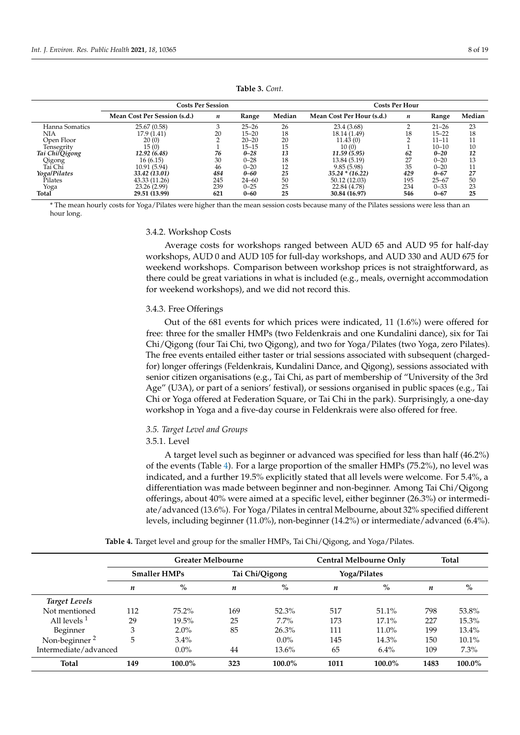**Table 3.** *Cont.*

| | Costs Per Session | | | | Costs Per Hour | | | |
|---|---|---|---|---|---|---|---|---|
| | Mean Cost Per Session (s.d.) | *n* | Range | Median | Mean Cost Per Hour (s.d.) | *n* | Range | Median |
| Hanna Somatics | 25.67 (0.58) | 3 | 25–26 | 26 | 23.4 (3.68) | 2 | 21–26 | 23 |
| NIA | 17.9 (1.41) | 20 | 15–20 | 18 | 18.14 (1.49) | 18 | 15–22 | 18 |
| Open Floor | 20 (0) | 2 | 20–20 | 20 | 11.43 (0) | 2 | 11–11 | 11 |
| Tensegrity | 15 (0) | 1 | 15–15 | 15 | 10 (0) | 1 | 10–10 | 10 |
| ***Tai Chi/Qigong*** | ***12.92 (6.48)*** | ***76*** | ***0–28*** | ***13*** | ***11.59 (5.95)*** | ***62*** | ***0–20*** | ***12*** |
| Qigong | 16 (6.15) | 30 | 0–28 | 18 | 13.84 (5.19) | 27 | 0–20 | 13 |
| Tai Chi | 10.91 (5.94) | 46 | 0–20 | 12 | 9.85 (5.98) | 35 | 0–20 | 11 |
| ***Yoga/Pilates*** | ***33.42 (13.01)*** | ***484*** | ***0–60*** | ***25*** | ***35.24 * (16.22)*** | ***429*** | ***0–67*** | ***27*** |
| Pilates | 43.33 (11.26) | 245 | 24–60 | 50 | 50.12 (12.03) | 195 | 25–67 | 50 |
| Yoga | 23.26 (2.99) | 239 | 0–25 | 25 | 22.84 (4.78) | 234 | 0–33 | 23 |
| **Total** | **29.51 (13.99)** | **621** | **0–60** | **25** | **30.84 (16.97)** | **546** | **0–67** | **25** |

* The mean hourly costs for Yoga/Pilates were higher than the mean session costs because many of the Pilates sessions were less than an hour long.

#### 3.4.2. Workshop Costs

Average costs for workshops ranged between AUD 65 and AUD 95 for half-day workshops, AUD 0 and AUD 105 for full-day workshops, and AUD 330 and AUD 675 for weekend workshops. Comparison between workshop prices is not straightforward, as there could be great variations in what is included (e.g., meals, overnight accommodation for weekend workshops), and we did not record this.

#### 3.4.3. Free Offerings

Out of the 681 events for which prices were indicated, 11 (1.6%) were offered for free: three for the smaller HMPs (two Feldenkrais and one Kundalini dance), six for Tai Chi/Qigong (four Tai Chi, two Qigong), and two for Yoga/Pilates (two Yoga, zero Pilates). The free events entailed either taster or trial sessions associated with subsequent (charged-for) longer offerings (Feldenkrais, Kundalini Dance, and Qigong), sessions associated with senior citizen organisations (e.g., Tai Chi, as part of membership of "University of the 3rd Age" (U3A), or part of a seniors' festival), or sessions organised in public spaces (e.g., Tai Chi or Yoga offered at Federation Square, or Tai Chi in the park). Surprisingly, a one-day workshop in Yoga and a five-day course in Feldenkrais were also offered for free.

### *3.5. Target Level and Groups*

#### 3.5.1. Level

A target level such as beginner or advanced was specified for less than half (46.2%) of the events (Table 4). For a large proportion of the smaller HMPs (75.2%), no level was indicated, and a further 19.5% explicitly stated that all levels were welcome. For 5.4%, a differentiation was made between beginner and non-beginner. Among Tai Chi/Qigong offerings, about 40% were aimed at a specific level, either beginner (26.3%) or intermediate/advanced (13.6%). For Yoga/Pilates in central Melbourne, about 32% specified different levels, including beginner (11.0%), non-beginner (14.2%) or intermediate/advanced (6.4%).

**Table 4.** Target level and group for the smaller HMPs, Tai Chi/Qigong, and Yoga/Pilates.

| | Greater Melbourne | | | | Central Melbourne Only | | Total | |
|---|---|---|---|---|---|---|---|---|
| | Smaller HMPs | | Tai Chi/Qigong | | Yoga/Pilates | | | |
| | *n* | % | *n* | % | *n* | % | *n* | % |
| ***Target Levels*** | | | | | | | | |
| Not mentioned | 112 | 75.2% | 169 | 52.3% | 517 | 51.1% | 798 | 53.8% |
| All levels [1] | 29 | 19.5% | 25 | 7.7% | 173 | 17.1% | 227 | 15.3% |
| Beginner | 3 | 2.0% | 85 | 26.3% | 111 | 11.0% | 199 | 13.4% |
| Non-beginner [2] | 5 | 3.4% | | 0.0% | 145 | 14.3% | 150 | 10.1% |
| Intermediate/advanced | | 0.0% | 44 | 13.6% | 65 | 6.4% | 109 | 7.3% |
| **Total** | **149** | **100.0%** | **323** | **100.0%** | **1011** | **100.0%** | **1483** | **100.0%** |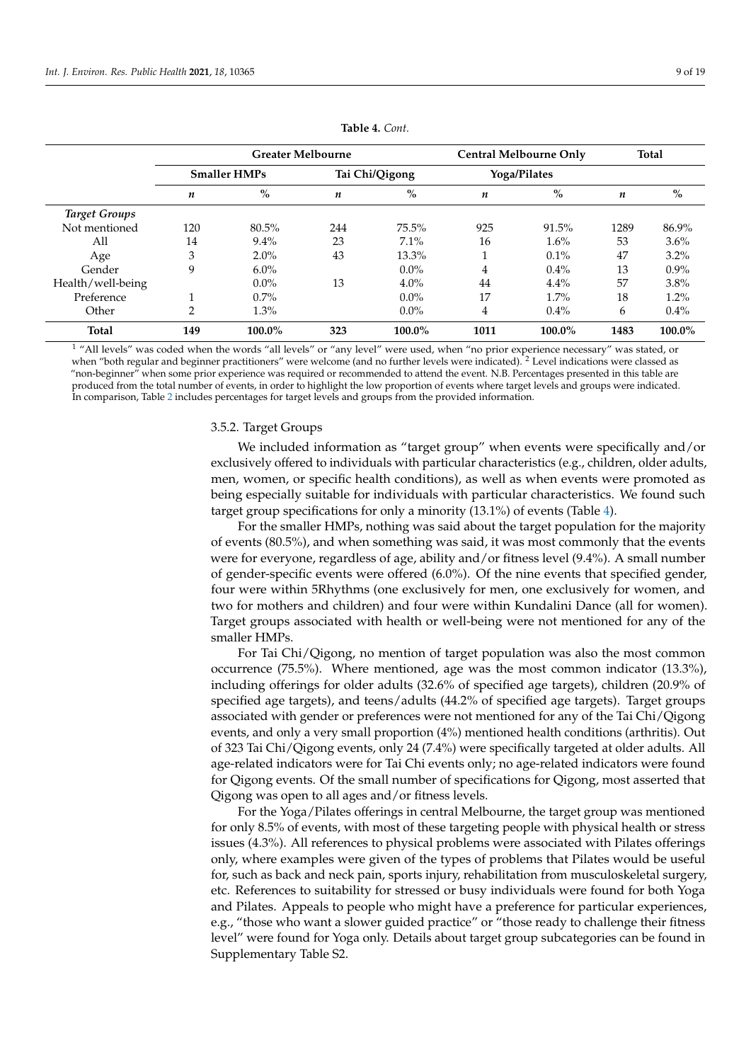**Table 4.** *Cont.*

| | Greater Melbourne | | | | Central Melbourne Only | | Total | |
|---|---|---|---|---|---|---|---|---|
| | Smaller HMPs | | Tai Chi/Qigong | | Yoga/Pilates | | | |
| | *n* | % | *n* | % | *n* | % | *n* | % |
| ***Target Groups*** | | | | | | | | |
| Not mentioned | 120 | 80.5% | 244 | 75.5% | 925 | 91.5% | 1289 | 86.9% |
| All | 14 | 9.4% | 23 | 7.1% | 16 | 1.6% | 53 | 3.6% |
| Age | 3 | 2.0% | 43 | 13.3% | 1 | 0.1% | 47 | 3.2% |
| Gender | 9 | 6.0% | | 0.0% | 4 | 0.4% | 13 | 0.9% |
| Health/well-being | | 0.0% | 13 | 4.0% | 44 | 4.4% | 57 | 3.8% |
| Preference | 1 | 0.7% | | 0.0% | 17 | 1.7% | 18 | 1.2% |
| Other | 2 | 1.3% | | 0.0% | 4 | 0.4% | 6 | 0.4% |
| **Total** | **149** | **100.0%** | **323** | **100.0%** | **1011** | **100.0%** | **1483** | **100.0%** |

[1] "All levels" was coded when the words "all levels" or "any level" were used, when "no prior experience necessary" was stated, or when "both regular and beginner practitioners" were welcome (and no further levels were indicated). [2] Level indications were classed as "non-beginner" when some prior experience was required or recommended to attend the event. N.B. Percentages presented in this table are produced from the total number of events, in order to highlight the low proportion of events where target levels and groups were indicated. In comparison, Table 2 includes percentages for target levels and groups from the provided information.

#### 3.5.2. Target Groups

We included information as "target group" when events were specifically and/or exclusively offered to individuals with particular characteristics (e.g., children, older adults, men, women, or specific health conditions), as well as when events were promoted as being especially suitable for individuals with particular characteristics. We found such target group specifications for only a minority (13.1%) of events (Table 4).

For the smaller HMPs, nothing was said about the target population for the majority of events (80.5%), and when something was said, it was most commonly that the events were for everyone, regardless of age, ability and/or fitness level (9.4%). A small number of gender-specific events were offered (6.0%). Of the nine events that specified gender, four were within 5Rhythms (one exclusively for men, one exclusively for women, and two for mothers and children) and four were within Kundalini Dance (all for women). Target groups associated with health or well-being were not mentioned for any of the smaller HMPs.

For Tai Chi/Qigong, no mention of target population was also the most common occurrence (75.5%). Where mentioned, age was the most common indicator (13.3%), including offerings for older adults (32.6% of specified age targets), children (20.9% of specified age targets), and teens/adults (44.2% of specified age targets). Target groups associated with gender or preferences were not mentioned for any of the Tai Chi/Qigong events, and only a very small proportion (4%) mentioned health conditions (arthritis). Out of 323 Tai Chi/Qigong events, only 24 (7.4%) were specifically targeted at older adults. All age-related indicators were for Tai Chi events only; no age-related indicators were found for Qigong events. Of the small number of specifications for Qigong, most asserted that Qigong was open to all ages and/or fitness levels.

For the Yoga/Pilates offerings in central Melbourne, the target group was mentioned for only 8.5% of events, with most of these targeting people with physical health or stress issues (4.3%). All references to physical problems were associated with Pilates offerings only, where examples were given of the types of problems that Pilates would be useful for, such as back and neck pain, sports injury, rehabilitation from musculoskeletal surgery, etc. References to suitability for stressed or busy individuals were found for both Yoga and Pilates. Appeals to people who might have a preference for particular experiences, e.g., "those who want a slower guided practice" or "those ready to challenge their fitness level" were found for Yoga only. Details about target group subcategories can be found in Supplementary Table S2.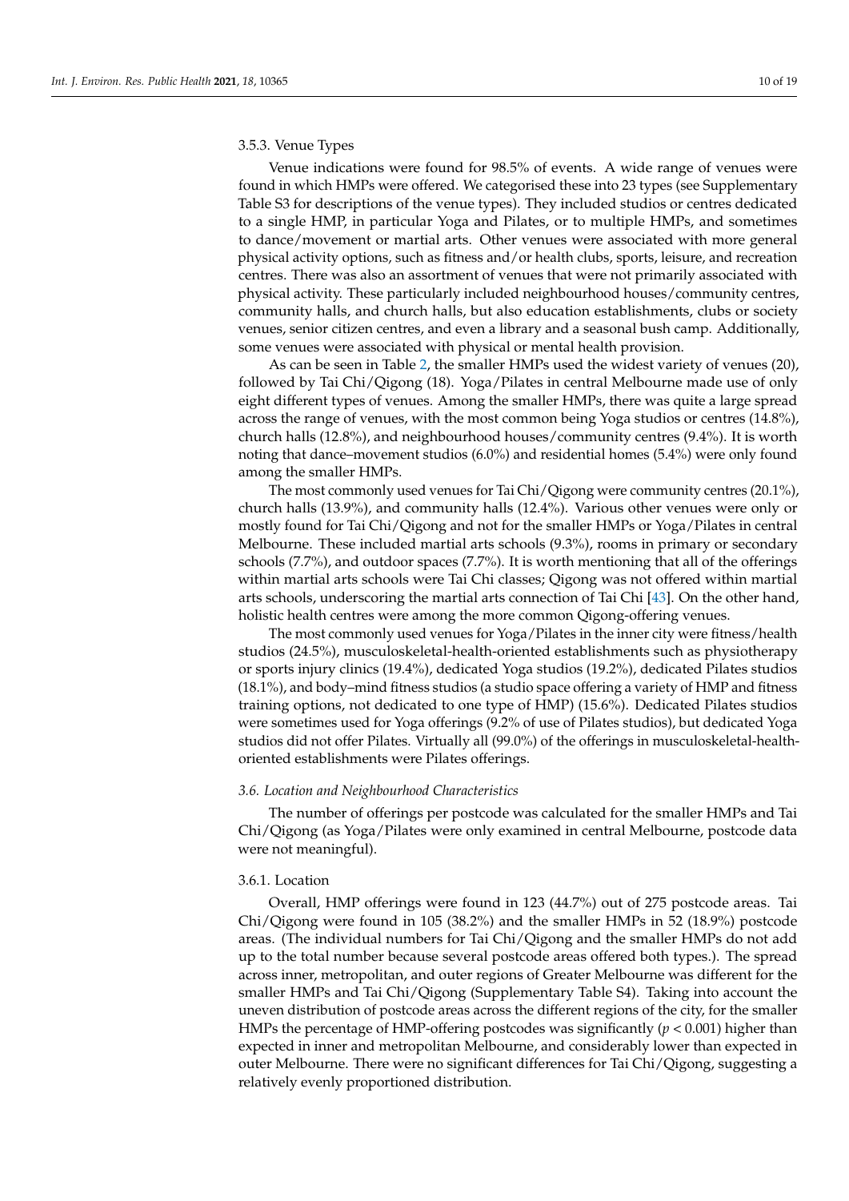#### 3.5.3. Venue Types

Venue indications were found for 98.5% of events. A wide range of venues were found in which HMPs were offered. We categorised these into 23 types (see Supplementary Table S3 for descriptions of the venue types). They included studios or centres dedicated to a single HMP, in particular Yoga and Pilates, or to multiple HMPs, and sometimes to dance/movement or martial arts. Other venues were associated with more general physical activity options, such as fitness and/or health clubs, sports, leisure, and recreation centres. There was also an assortment of venues that were not primarily associated with physical activity. These particularly included neighbourhood houses/community centres, community halls, and church halls, but also education establishments, clubs or society venues, senior citizen centres, and even a library and a seasonal bush camp. Additionally, some venues were associated with physical or mental health provision.

As can be seen in Table 2, the smaller HMPs used the widest variety of venues (20), followed by Tai Chi/Qigong (18). Yoga/Pilates in central Melbourne made use of only eight different types of venues. Among the smaller HMPs, there was quite a large spread across the range of venues, with the most common being Yoga studios or centres (14.8%), church halls (12.8%), and neighbourhood houses/community centres (9.4%). It is worth noting that dance–movement studios (6.0%) and residential homes (5.4%) were only found among the smaller HMPs.

The most commonly used venues for Tai Chi/Qigong were community centres (20.1%), church halls (13.9%), and community halls (12.4%). Various other venues were only or mostly found for Tai Chi/Qigong and not for the smaller HMPs or Yoga/Pilates in central Melbourne. These included martial arts schools (9.3%), rooms in primary or secondary schools (7.7%), and outdoor spaces (7.7%). It is worth mentioning that all of the offerings within martial arts schools were Tai Chi classes; Qigong was not offered within martial arts schools, underscoring the martial arts connection of Tai Chi [43]. On the other hand, holistic health centres were among the more common Qigong-offering venues.

The most commonly used venues for Yoga/Pilates in the inner city were fitness/health studios (24.5%), musculoskeletal-health-oriented establishments such as physiotherapy or sports injury clinics (19.4%), dedicated Yoga studios (19.2%), dedicated Pilates studios (18.1%), and body–mind fitness studios (a studio space offering a variety of HMP and fitness training options, not dedicated to one type of HMP) (15.6%). Dedicated Pilates studios were sometimes used for Yoga offerings (9.2% of use of Pilates studios), but dedicated Yoga studios did not offer Pilates. Virtually all (99.0%) of the offerings in musculoskeletal-health-oriented establishments were Pilates offerings.

### *3.6. Location and Neighbourhood Characteristics*

The number of offerings per postcode was calculated for the smaller HMPs and Tai Chi/Qigong (as Yoga/Pilates were only examined in central Melbourne, postcode data were not meaningful).

#### 3.6.1. Location

Overall, HMP offerings were found in 123 (44.7%) out of 275 postcode areas. Tai Chi/Qigong were found in 105 (38.2%) and the smaller HMPs in 52 (18.9%) postcode areas. (The individual numbers for Tai Chi/Qigong and the smaller HMPs do not add up to the total number because several postcode areas offered both types.). The spread across inner, metropolitan, and outer regions of Greater Melbourne was different for the smaller HMPs and Tai Chi/Qigong (Supplementary Table S4). Taking into account the uneven distribution of postcode areas across the different regions of the city, for the smaller HMPs the percentage of HMP-offering postcodes was significantly ($p < 0.001$) higher than expected in inner and metropolitan Melbourne, and considerably lower than expected in outer Melbourne. There were no significant differences for Tai Chi/Qigong, suggesting a relatively evenly proportioned distribution.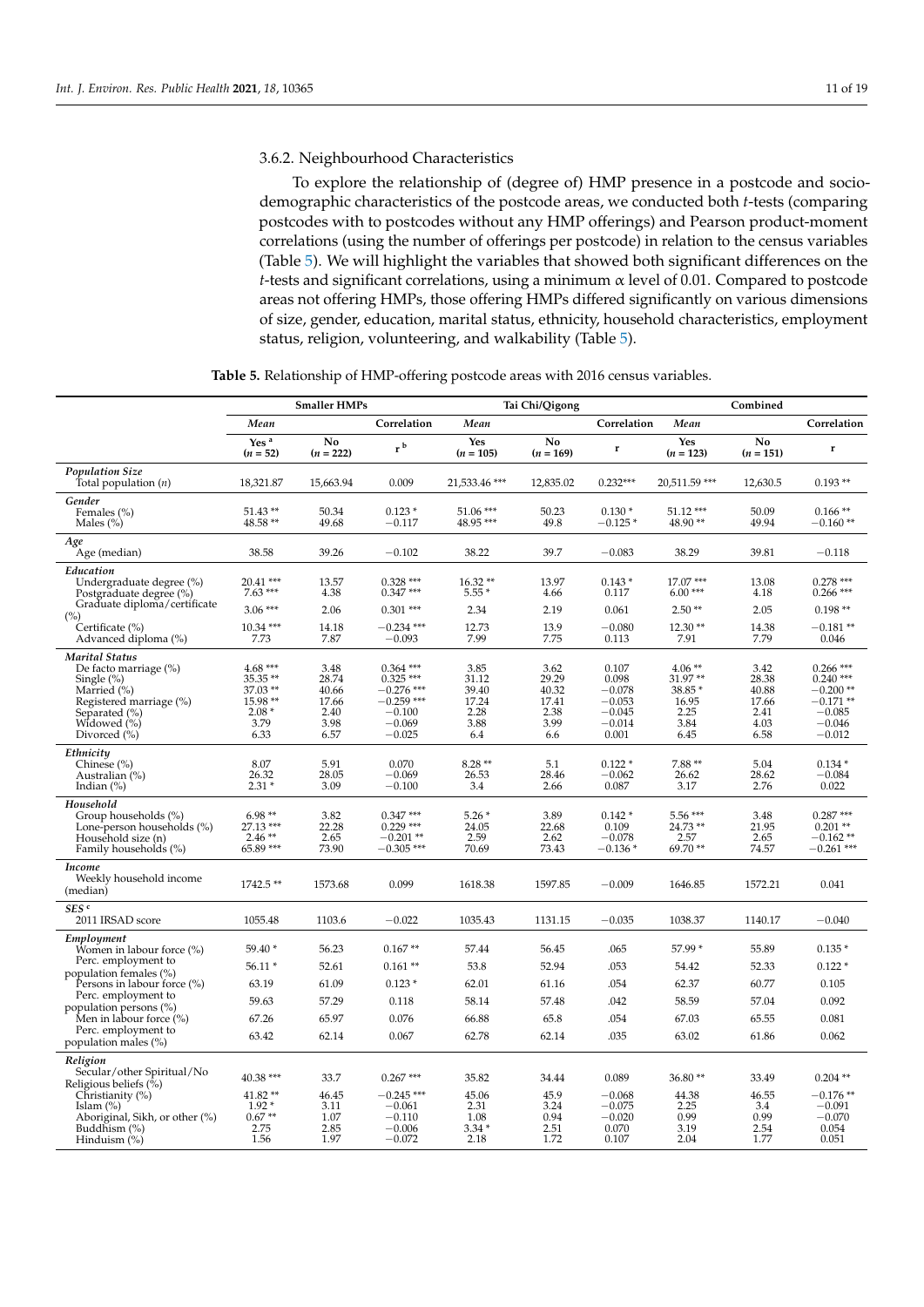### 3.6.2. Neighbourhood Characteristics

To explore the relationship of (degree of) HMP presence in a postcode and socio-demographic characteristics of the postcode areas, we conducted both *t*-tests (comparing postcodes with to postcodes without any HMP offerings) and Pearson product-moment correlations (using the number of offerings per postcode) in relation to the census variables (Table 5). We will highlight the variables that showed both significant differences on the *t*-tests and significant correlations, using a minimum α level of 0.01. Compared to postcode areas not offering HMPs, those offering HMPs differed significantly on various dimensions of size, gender, education, marital status, ethnicity, household characteristics, employment status, religion, volunteering, and walkability (Table 5).

**Table 5.** Relationship of HMP-offering postcode areas with 2016 census variables.

| | Smaller HMPs | | | Tai Chi/Qigong | | | Combined | | |
|---|---|---|---|---|---|---|---|---|---|
| | *Mean* | | Correlation | *Mean* | | Correlation | *Mean* | | Correlation |
| | Yes [a] ($n$ = 52) | No ($n$ = 222) | r [b] | Yes ($n$ = 105) | No ($n$ = 169) | r | Yes ($n$ = 123) | No ($n$ = 151) | r |
| ***Population Size*** | | | | | | | | | |
| Total population ($n$) | 18,321.87 | 15,663.94 | 0.009 | 21,533.46 *** | 12,835.02 | 0.232*** | 20,511.59 *** | 12,630.5 | 0.193 ** |
| ***Gender*** | | | | | | | | | |
| Females (%) | 51.43 ** | 50.34 | 0.123 * | 51.06 *** | 50.23 | 0.130 * | 51.12 *** | 50.09 | 0.166 ** |
| Males (%) | 48.58 ** | 49.68 | −0.117 | 48.95 *** | 49.8 | −0.125 * | 48.90 ** | 49.94 | −0.160 ** |
| ***Age*** | | | | | | | | | |
| Age (median) | 38.58 | 39.26 | −0.102 | 38.22 | 39.7 | −0.083 | 38.29 | 39.81 | −0.118 |
| ***Education*** | | | | | | | | | |
| Undergraduate degree (%) | 20.41 *** | 13.57 | 0.328 *** | 16.32 ** | 13.97 | 0.143 * | 17.07 *** | 13.08 | 0.278 *** |
| Postgraduate degree (%) | 7.63 *** | 4.38 | 0.347 *** | 5.55 * | 4.66 | 0.117 | 6.00 *** | 4.18 | 0.266 *** |
| Graduate diploma/certificate (%) | 3.06 *** | 2.06 | 0.301 *** | 2.34 | 2.19 | 0.061 | 2.50 ** | 2.05 | 0.198 ** |
| Certificate (%) | 10.34 *** | 14.18 | −0.234 *** | 12.73 | 13.9 | −0.080 | 12.30 ** | 14.38 | −0.181 ** |
| Advanced diploma (%) | 7.73 | 7.87 | −0.093 | 7.99 | 7.75 | 0.113 | 7.91 | 7.79 | 0.046 |
| ***Marital Status*** | | | | | | | | | |
| De facto marriage (%) | 4.68 *** | 3.48 | 0.364 *** | 3.85 | 3.62 | 0.107 | 4.06 ** | 3.42 | 0.266 *** |
| Single (%) | 35.35 ** | 28.74 | 0.325 *** | 31.12 | 29.29 | 0.098 | 31.97 ** | 28.38 | 0.240 *** |
| Married (%) | 37.03 ** | 40.66 | −0.276 *** | 39.40 | 40.32 | −0.078 | 38.85 * | 40.88 | −0.200 ** |
| Registered marriage (%) | 15.98 ** | 17.66 | −0.259 *** | 17.24 | 17.41 | −0.053 | 16.95 | 17.66 | −0.171 ** |
| Separated (%) | 2.08 * | 2.40 | −0.100 | 2.28 | 2.38 | −0.045 | 2.25 | 2.41 | −0.085 |
| Widowed (%) | 3.79 | 3.98 | −0.069 | 3.88 | 3.99 | −0.014 | 3.84 | 4.03 | −0.046 |
| Divorced (%) | 6.33 | 6.57 | −0.025 | 6.4 | 6.6 | 0.001 | 6.45 | 6.58 | −0.012 |
| ***Ethnicity*** | | | | | | | | | |
| Chinese (%) | 8.07 | 5.91 | 0.070 | 8.28 ** | 5.1 | 0.122 * | 7.88 ** | 5.04 | 0.134 * |
| Australian (%) | 26.32 | 28.05 | −0.069 | 26.53 | 28.46 | −0.062 | 26.62 | 28.62 | −0.084 |
| Indian (%) | 2.31 * | 3.09 | −0.100 | 3.4 | 2.66 | 0.087 | 3.17 | 2.76 | 0.022 |
| ***Household*** | | | | | | | | | |
| Group households (%) | 6.98 ** | 3.82 | 0.347 *** | 5.26 * | 3.89 | 0.142 * | 5.56 *** | 3.48 | 0.287 *** |
| Lone-person households (%) | 27.13 *** | 22.28 | 0.229 *** | 24.05 | 22.68 | 0.109 | 24.73 ** | 21.95 | 0.201 ** |
| Household size (n) | 2.46 ** | 2.65 | −0.201 ** | 2.59 | 2.62 | −0.078 | 2.57 | 2.65 | −0.162 ** |
| Family households (%) | 65.89 *** | 73.90 | −0.305 *** | 70.69 | 73.43 | −0.136 * | 69.70 ** | 74.57 | −0.261 *** |
| ***Income*** | | | | | | | | | |
| Weekly household income (median) | 1742.5 ** | 1573.68 | 0.099 | 1618.38 | 1597.85 | −0.009 | 1646.85 | 1572.21 | 0.041 |
| ***SES*** [c] | | | | | | | | | |
| 2011 IRSAD score | 1055.48 | 1103.6 | −0.022 | 1035.43 | 1131.15 | −0.035 | 1038.37 | 1140.17 | −0.040 |
| ***Employment*** | | | | | | | | | |
| Women in labour force (%) | 59.40 * | 56.23 | 0.167 ** | 57.44 | 56.45 | .065 | 57.99 * | 55.89 | 0.135 * |
| Perc. employment to population females (%) | 56.11 * | 52.61 | 0.161 ** | 53.8 | 52.94 | .053 | 54.42 | 52.33 | 0.122 * |
| Persons in labour force (%) | 63.19 | 61.09 | 0.123 * | 62.01 | 61.16 | .054 | 62.37 | 60.77 | 0.105 |
| Perc. employment to population persons (%) | 59.63 | 57.29 | 0.118 | 58.14 | 57.48 | .042 | 58.59 | 57.04 | 0.092 |
| Men in labour force (%) | 67.26 | 65.97 | 0.076 | 66.88 | 65.8 | .054 | 67.03 | 65.55 | 0.081 |
| Perc. employment to population males (%) | 63.42 | 62.14 | 0.067 | 62.78 | 62.14 | .035 | 63.02 | 61.86 | 0.062 |
| ***Religion*** | | | | | | | | | |
| Secular/other Spiritual/No Religious beliefs (%) | 40.38 *** | 33.7 | 0.267 *** | 35.82 | 34.44 | 0.089 | 36.80 ** | 33.49 | 0.204 ** |
| Christianity (%) | 41.82 ** | 46.45 | −0.245 *** | 45.06 | 45.9 | −0.068 | 44.38 | 46.55 | −0.176 ** |
| Islam (%) | 1.92 * | 3.11 | −0.061 | 2.31 | 3.24 | −0.075 | 2.25 | 3.4 | −0.091 |
| Aboriginal, Sikh, or other (%) | 0.67 ** | 1.07 | −0.110 | 1.08 | 0.94 | −0.020 | 0.99 | 0.99 | −0.070 |
| Buddhism (%) | 2.75 | 2.85 | −0.006 | 3.34 * | 2.51 | 0.070 | 3.19 | 2.54 | 0.054 |
| Hinduism (%) | 1.56 | 1.97 | −0.072 | 2.18 | 1.72 | 0.107 | 2.04 | 1.77 | 0.051 |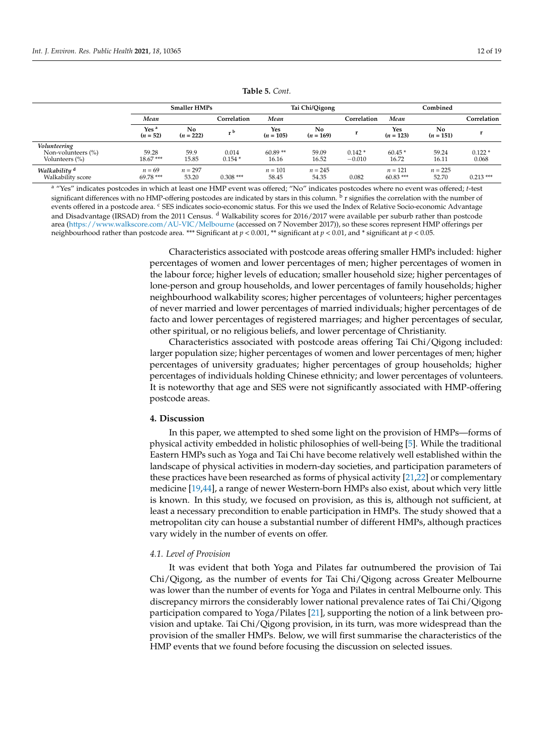**Table 5.** *Cont.*

| | Smaller HMPs | | | Tai Chi/Qigong | | | Combined | | |
|---|---|---|---|---|---|---|---|---|---|
| | *Mean* | | Correlation | *Mean* | | Correlation | *Mean* | | Correlation |
| | Yes [a] ($n = 52$) | No ($n = 222$) | r [b] | Yes ($n = 105$) | No ($n = 169$) | r | Yes ($n = 123$) | No ($n = 151$) | r |
| ***Volunteering*** | | | | | | | | | |
| Non-volunteers (%) | 59.28 | 59.9 | 0.014 | 60.89 ** | 59.09 | 0.142 * | 60.45 * | 59.24 | 0.122 * |
| Volunteers (%) | 18.67 *** | 15.85 | 0.154 * | 16.16 | 16.52 | −0.010 | 16.72 | 16.11 | 0.068 |
| ***Walkability*** [d] | $n = 69$ | $n = 297$ | | $n = 101$ | $n = 245$ | | $n = 121$ | $n = 225$ | |
| Walkability score | 69.78 *** | 53.20 | 0.308 *** | 58.45 | 54.35 | 0.082 | 60.83 *** | 52.70 | 0.213 *** |

[a] "Yes" indicates postcodes in which at least one HMP event was offered; "No" indicates postcodes where no event was offered; *t*-test significant differences with no HMP-offering postcodes are indicated by stars in this column. [b] r signifies the correlation with the number of events offered in a postcode area. [c] SES indicates socio-economic status. For this we used the Index of Relative Socio-economic Advantage and Disadvantage (IRSAD) from the 2011 Census. [d] Walkability scores for 2016/2017 were available per suburb rather than postcode area (https://www.walkscore.com/AU-VIC/Melbourne (accessed on 7 November 2017)), so these scores represent HMP offerings per neighbourhood rather than postcode area. *** Significant at $p < 0.001$, ** significant at $p < 0.01$, and * significant at $p < 0.05$.

Characteristics associated with postcode areas offering smaller HMPs included: higher percentages of women and lower percentages of men; higher percentages of women in the labour force; higher levels of education; smaller household size; higher percentages of lone-person and group households, and lower percentages of family households; higher neighbourhood walkability scores; higher percentages of volunteers; higher percentages of never married and lower percentages of married individuals; higher percentages of de facto and lower percentages of registered marriages; and higher percentages of secular, other spiritual, or no religious beliefs, and lower percentage of Christianity.

Characteristics associated with postcode areas offering Tai Chi/Qigong included: larger population size; higher percentages of women and lower percentages of men; higher percentages of university graduates; higher percentages of group households; higher percentages of individuals holding Chinese ethnicity; and lower percentages of volunteers. It is noteworthy that age and SES were not significantly associated with HMP-offering postcode areas.

## 4. Discussion

In this paper, we attempted to shed some light on the provision of HMPs—forms of physical activity embedded in holistic philosophies of well-being [5]. While the traditional Eastern HMPs such as Yoga and Tai Chi have become relatively well established within the landscape of physical activities in modern-day societies, and participation parameters of these practices have been researched as forms of physical activity [21,22] or complementary medicine [19,44], a range of newer Western-born HMPs also exist, about which very little is known. In this study, we focused on provision, as this is, although not sufficient, at least a necessary precondition to enable participation in HMPs. The study showed that a metropolitan city can house a substantial number of different HMPs, although practices vary widely in the number of events on offer.

### 4.1. Level of Provision

It was evident that both Yoga and Pilates far outnumbered the provision of Tai Chi/Qigong, as the number of events for Tai Chi/Qigong across Greater Melbourne was lower than the number of events for Yoga and Pilates in central Melbourne only. This discrepancy mirrors the considerably lower national prevalence rates of Tai Chi/Qigong participation compared to Yoga/Pilates [21], supporting the notion of a link between provision and uptake. Tai Chi/Qigong provision, in its turn, was more widespread than the provision of the smaller HMPs. Below, we will first summarise the characteristics of the HMP events that we found before focusing the discussion on selected issues.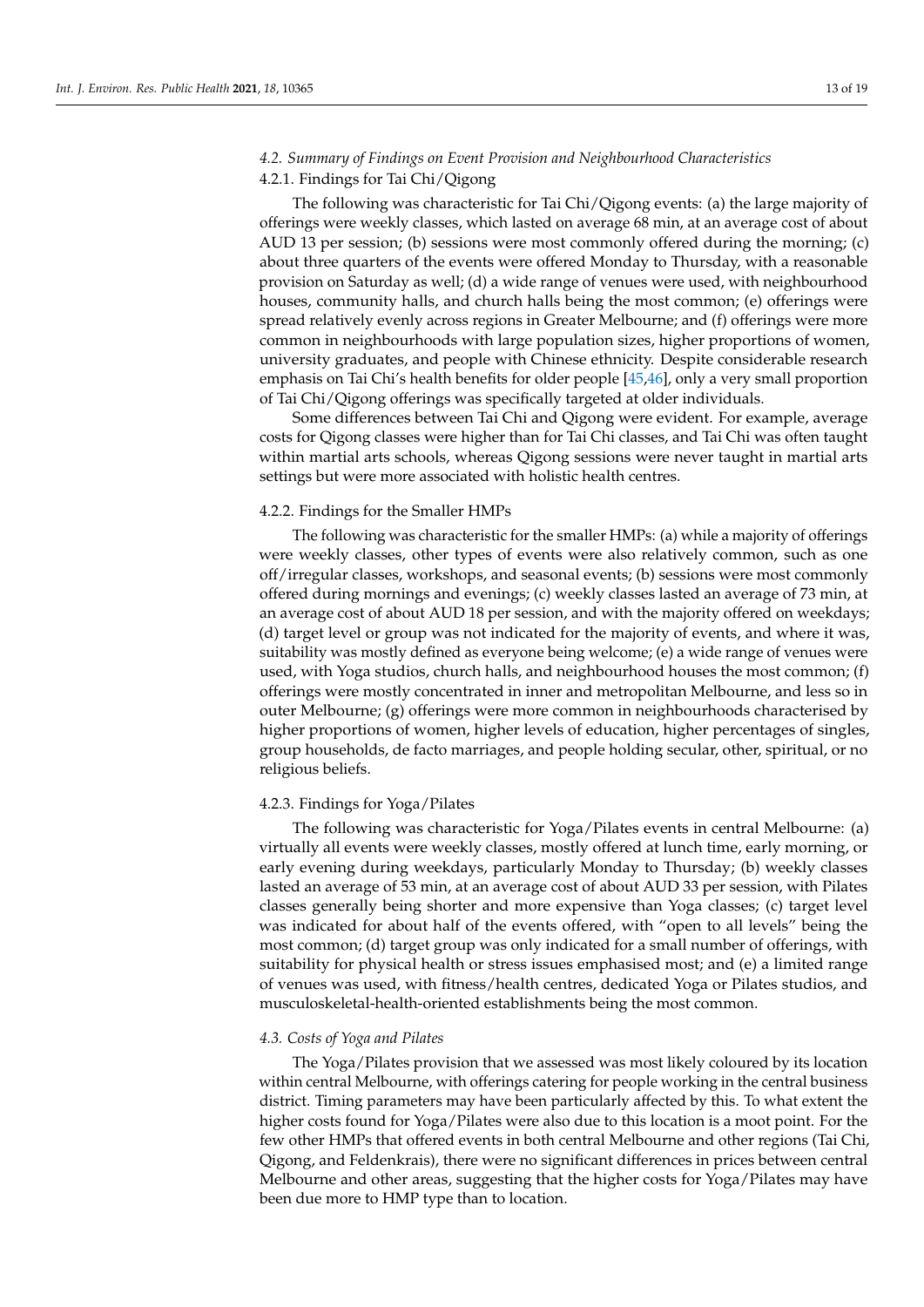### *4.2. Summary of Findings on Event Provision and Neighbourhood Characteristics*

#### 4.2.1. Findings for Tai Chi/Qigong

The following was characteristic for Tai Chi/Qigong events: (a) the large majority of offerings were weekly classes, which lasted on average 68 min, at an average cost of about AUD 13 per session; (b) sessions were most commonly offered during the morning; (c) about three quarters of the events were offered Monday to Thursday, with a reasonable provision on Saturday as well; (d) a wide range of venues were used, with neighbourhood houses, community halls, and church halls being the most common; (e) offerings were spread relatively evenly across regions in Greater Melbourne; and (f) offerings were more common in neighbourhoods with large population sizes, higher proportions of women, university graduates, and people with Chinese ethnicity. Despite considerable research emphasis on Tai Chi's health benefits for older people [45,46], only a very small proportion of Tai Chi/Qigong offerings was specifically targeted at older individuals.

Some differences between Tai Chi and Qigong were evident. For example, average costs for Qigong classes were higher than for Tai Chi classes, and Tai Chi was often taught within martial arts schools, whereas Qigong sessions were never taught in martial arts settings but were more associated with holistic health centres.

#### 4.2.2. Findings for the Smaller HMPs

The following was characteristic for the smaller HMPs: (a) while a majority of offerings were weekly classes, other types of events were also relatively common, such as one off/irregular classes, workshops, and seasonal events; (b) sessions were most commonly offered during mornings and evenings; (c) weekly classes lasted an average of 73 min, at an average cost of about AUD 18 per session, and with the majority offered on weekdays; (d) target level or group was not indicated for the majority of events, and where it was, suitability was mostly defined as everyone being welcome; (e) a wide range of venues were used, with Yoga studios, church halls, and neighbourhood houses the most common; (f) offerings were mostly concentrated in inner and metropolitan Melbourne, and less so in outer Melbourne; (g) offerings were more common in neighbourhoods characterised by higher proportions of women, higher levels of education, higher percentages of singles, group households, de facto marriages, and people holding secular, other, spiritual, or no religious beliefs.

#### 4.2.3. Findings for Yoga/Pilates

The following was characteristic for Yoga/Pilates events in central Melbourne: (a) virtually all events were weekly classes, mostly offered at lunch time, early morning, or early evening during weekdays, particularly Monday to Thursday; (b) weekly classes lasted an average of 53 min, at an average cost of about AUD 33 per session, with Pilates classes generally being shorter and more expensive than Yoga classes; (c) target level was indicated for about half of the events offered, with "open to all levels" being the most common; (d) target group was only indicated for a small number of offerings, with suitability for physical health or stress issues emphasised most; and (e) a limited range of venues was used, with fitness/health centres, dedicated Yoga or Pilates studios, and musculoskeletal-health-oriented establishments being the most common.

### *4.3. Costs of Yoga and Pilates*

The Yoga/Pilates provision that we assessed was most likely coloured by its location within central Melbourne, with offerings catering for people working in the central business district. Timing parameters may have been particularly affected by this. To what extent the higher costs found for Yoga/Pilates were also due to this location is a moot point. For the few other HMPs that offered events in both central Melbourne and other regions (Tai Chi, Qigong, and Feldenkrais), there were no significant differences in prices between central Melbourne and other areas, suggesting that the higher costs for Yoga/Pilates may have been due more to HMP type than to location.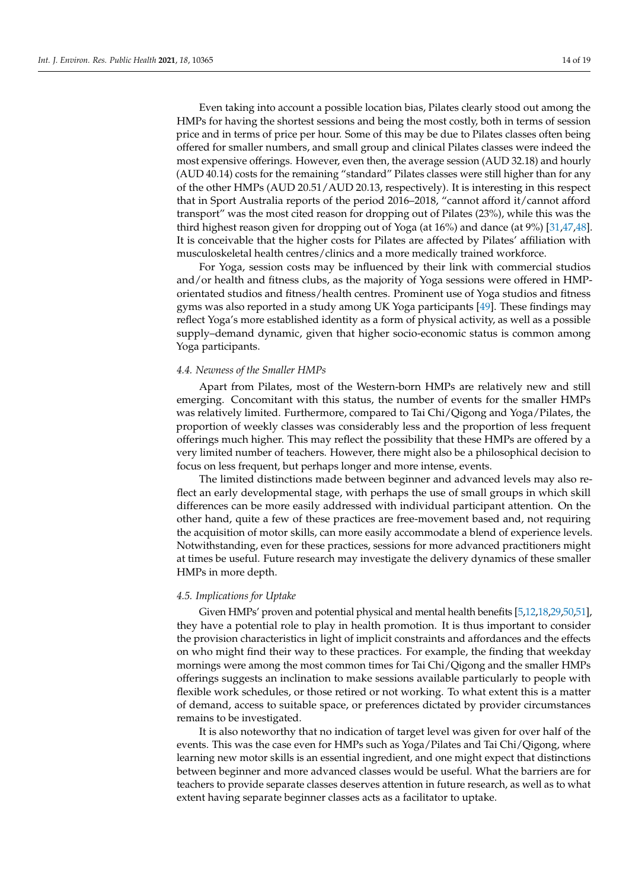Even taking into account a possible location bias, Pilates clearly stood out among the HMPs for having the shortest sessions and being the most costly, both in terms of session price and in terms of price per hour. Some of this may be due to Pilates classes often being offered for smaller numbers, and small group and clinical Pilates classes were indeed the most expensive offerings. However, even then, the average session (AUD 32.18) and hourly (AUD 40.14) costs for the remaining "standard" Pilates classes were still higher than for any of the other HMPs (AUD 20.51/AUD 20.13, respectively). It is interesting in this respect that in Sport Australia reports of the period 2016–2018, "cannot afford it/cannot afford transport" was the most cited reason for dropping out of Pilates (23%), while this was the third highest reason given for dropping out of Yoga (at 16%) and dance (at 9%) [31,47,48]. It is conceivable that the higher costs for Pilates are affected by Pilates' affiliation with musculoskeletal health centres/clinics and a more medically trained workforce.

For Yoga, session costs may be influenced by their link with commercial studios and/or health and fitness clubs, as the majority of Yoga sessions were offered in HMP-orientated studios and fitness/health centres. Prominent use of Yoga studios and fitness gyms was also reported in a study among UK Yoga participants [49]. These findings may reflect Yoga's more established identity as a form of physical activity, as well as a possible supply–demand dynamic, given that higher socio-economic status is common among Yoga participants.

### *4.4. Newness of the Smaller HMPs*

Apart from Pilates, most of the Western-born HMPs are relatively new and still emerging. Concomitant with this status, the number of events for the smaller HMPs was relatively limited. Furthermore, compared to Tai Chi/Qigong and Yoga/Pilates, the proportion of weekly classes was considerably less and the proportion of less frequent offerings much higher. This may reflect the possibility that these HMPs are offered by a very limited number of teachers. However, there might also be a philosophical decision to focus on less frequent, but perhaps longer and more intense, events.

The limited distinctions made between beginner and advanced levels may also reflect an early developmental stage, with perhaps the use of small groups in which skill differences can be more easily addressed with individual participant attention. On the other hand, quite a few of these practices are free-movement based and, not requiring the acquisition of motor skills, can more easily accommodate a blend of experience levels. Notwithstanding, even for these practices, sessions for more advanced practitioners might at times be useful. Future research may investigate the delivery dynamics of these smaller HMPs in more depth.

### *4.5. Implications for Uptake*

Given HMPs' proven and potential physical and mental health benefits [5,12,18,29,50,51], they have a potential role to play in health promotion. It is thus important to consider the provision characteristics in light of implicit constraints and affordances and the effects on who might find their way to these practices. For example, the finding that weekday mornings were among the most common times for Tai Chi/Qigong and the smaller HMPs offerings suggests an inclination to make sessions available particularly to people with flexible work schedules, or those retired or not working. To what extent this is a matter of demand, access to suitable space, or preferences dictated by provider circumstances remains to be investigated.

It is also noteworthy that no indication of target level was given for over half of the events. This was the case even for HMPs such as Yoga/Pilates and Tai Chi/Qigong, where learning new motor skills is an essential ingredient, and one might expect that distinctions between beginner and more advanced classes would be useful. What the barriers are for teachers to provide separate classes deserves attention in future research, as well as to what extent having separate beginner classes acts as a facilitator to uptake.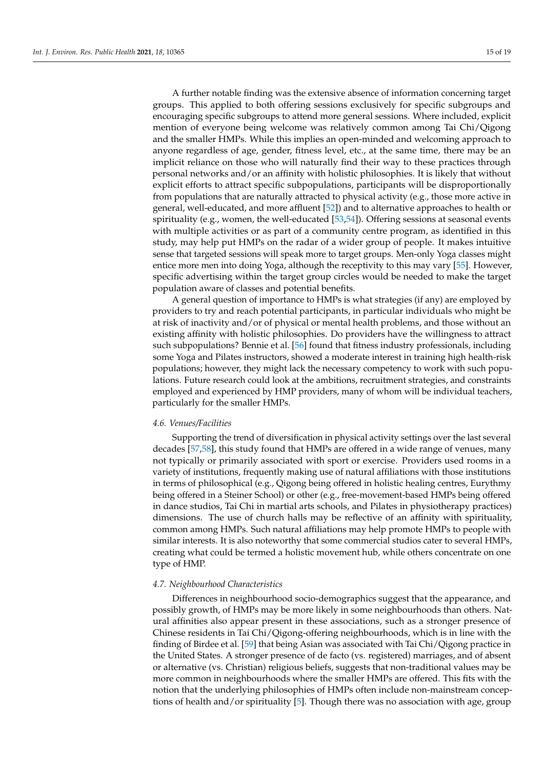A further notable finding was the extensive absence of information concerning target groups. This applied to both offering sessions exclusively for specific subgroups and encouraging specific subgroups to attend more general sessions. Where included, explicit mention of everyone being welcome was relatively common among Tai Chi/Qigong and the smaller HMPs. While this implies an open-minded and welcoming approach to anyone regardless of age, gender, fitness level, etc., at the same time, there may be an implicit reliance on those who will naturally find their way to these practices through personal networks and/or an affinity with holistic philosophies. It is likely that without explicit efforts to attract specific subpopulations, participants will be disproportionally from populations that are naturally attracted to physical activity (e.g., those more active in general, well-educated, and more affluent [52]) and to alternative approaches to health or spirituality (e.g., women, the well-educated [53,54]). Offering sessions at seasonal events with multiple activities or as part of a community centre program, as identified in this study, may help put HMPs on the radar of a wider group of people. It makes intuitive sense that targeted sessions will speak more to target groups. Men-only Yoga classes might entice more men into doing Yoga, although the receptivity to this may vary [55]. However, specific advertising within the target group circles would be needed to make the target population aware of classes and potential benefits.

A general question of importance to HMPs is what strategies (if any) are employed by providers to try and reach potential participants, in particular individuals who might be at risk of inactivity and/or of physical or mental health problems, and those without an existing affinity with holistic philosophies. Do providers have the willingness to attract such subpopulations? Bennie et al. [56] found that fitness industry professionals, including some Yoga and Pilates instructors, showed a moderate interest in training high health-risk populations; however, they might lack the necessary competency to work with such populations. Future research could look at the ambitions, recruitment strategies, and constraints employed and experienced by HMP providers, many of whom will be individual teachers, particularly for the smaller HMPs.

### *4.6. Venues/Facilities*

Supporting the trend of diversification in physical activity settings over the last several decades [57,58], this study found that HMPs are offered in a wide range of venues, many not typically or primarily associated with sport or exercise. Providers used rooms in a variety of institutions, frequently making use of natural affiliations with those institutions in terms of philosophical (e.g., Qigong being offered in holistic healing centres, Eurythmy being offered in a Steiner School) or other (e.g., free-movement-based HMPs being offered in dance studios, Tai Chi in martial arts schools, and Pilates in physiotherapy practices) dimensions. The use of church halls may be reflective of an affinity with spirituality, common among HMPs. Such natural affiliations may help promote HMPs to people with similar interests. It is also noteworthy that some commercial studios cater to several HMPs, creating what could be termed a holistic movement hub, while others concentrate on one type of HMP.

### *4.7. Neighbourhood Characteristics*

Differences in neighbourhood socio-demographics suggest that the appearance, and possibly growth, of HMPs may be more likely in some neighbourhoods than others. Natural affinities also appear present in these associations, such as a stronger presence of Chinese residents in Tai Chi/Qigong-offering neighbourhoods, which is in line with the finding of Birdee et al. [59] that being Asian was associated with Tai Chi/Qigong practice in the United States. A stronger presence of de facto (vs. registered) marriages, and of absent or alternative (vs. Christian) religious beliefs, suggests that non-traditional values may be more common in neighbourhoods where the smaller HMPs are offered. This fits with the notion that the underlying philosophies of HMPs often include non-mainstream conceptions of health and/or spirituality [5]. Though there was no association with age, group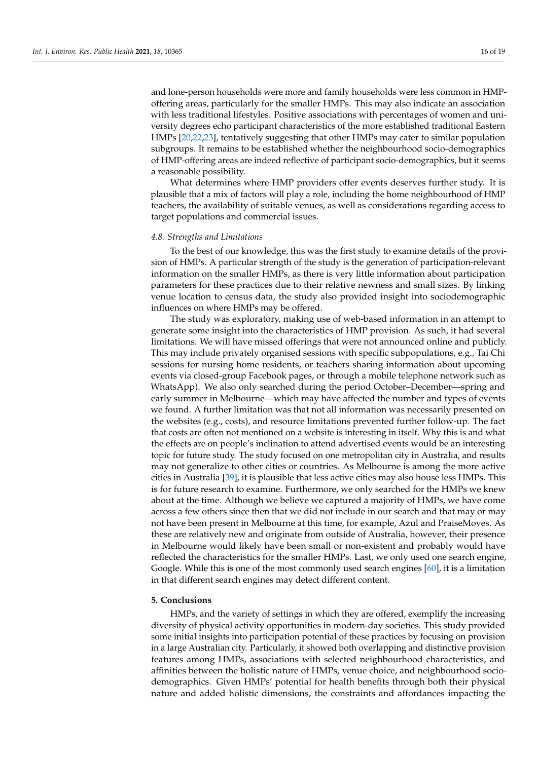and lone-person households were more and family households were less common in HMP-offering areas, particularly for the smaller HMPs. This may also indicate an association with less traditional lifestyles. Positive associations with percentages of women and university degrees echo participant characteristics of the more established traditional Eastern HMPs [20,22,23], tentatively suggesting that other HMPs may cater to similar population subgroups. It remains to be established whether the neighbourhood socio-demographics of HMP-offering areas are indeed reflective of participant socio-demographics, but it seems a reasonable possibility.

What determines where HMP providers offer events deserves further study. It is plausible that a mix of factors will play a role, including the home neighbourhood of HMP teachers, the availability of suitable venues, as well as considerations regarding access to target populations and commercial issues.

### *4.8. Strengths and Limitations*

To the best of our knowledge, this was the first study to examine details of the provision of HMPs. A particular strength of the study is the generation of participation-relevant information on the smaller HMPs, as there is very little information about participation parameters for these practices due to their relative newness and small sizes. By linking venue location to census data, the study also provided insight into sociodemographic influences on where HMPs may be offered.

The study was exploratory, making use of web-based information in an attempt to generate some insight into the characteristics of HMP provision. As such, it had several limitations. We will have missed offerings that were not announced online and publicly. This may include privately organised sessions with specific subpopulations, e.g., Tai Chi sessions for nursing home residents, or teachers sharing information about upcoming events via closed-group Facebook pages, or through a mobile telephone network such as WhatsApp). We also only searched during the period October–December—spring and early summer in Melbourne—which may have affected the number and types of events we found. A further limitation was that not all information was necessarily presented on the websites (e.g., costs), and resource limitations prevented further follow-up. The fact that costs are often not mentioned on a website is interesting in itself. Why this is and what the effects are on people's inclination to attend advertised events would be an interesting topic for future study. The study focused on one metropolitan city in Australia, and results may not generalize to other cities or countries. As Melbourne is among the more active cities in Australia [39], it is plausible that less active cities may also house less HMPs. This is for future research to examine. Furthermore, we only searched for the HMPs we knew about at the time. Although we believe we captured a majority of HMPs, we have come across a few others since then that we did not include in our search and that may or may not have been present in Melbourne at this time, for example, Azul and PraiseMoves. As these are relatively new and originate from outside of Australia, however, their presence in Melbourne would likely have been small or non-existent and probably would have reflected the characteristics for the smaller HMPs. Last, we only used one search engine, Google. While this is one of the most commonly used search engines [60], it is a limitation in that different search engines may detect different content.

## **5. Conclusions**

HMPs, and the variety of settings in which they are offered, exemplify the increasing diversity of physical activity opportunities in modern-day societies. This study provided some initial insights into participation potential of these practices by focusing on provision in a large Australian city. Particularly, it showed both overlapping and distinctive provision features among HMPs, associations with selected neighbourhood characteristics, and affinities between the holistic nature of HMPs, venue choice, and neighbourhood socio-demographics. Given HMPs' potential for health benefits through both their physical nature and added holistic dimensions, the constraints and affordances impacting the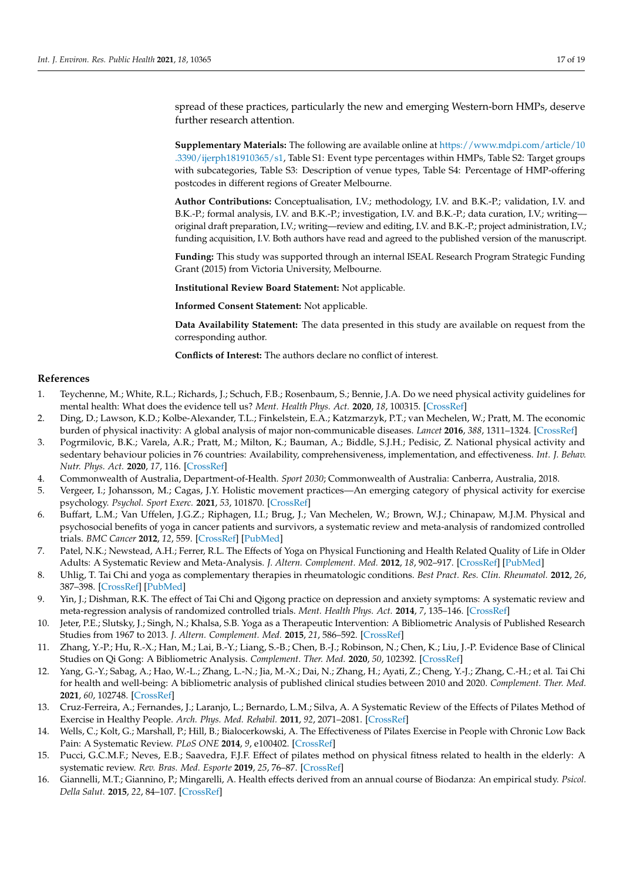spread of these practices, particularly the new and emerging Western-born HMPs, deserve further research attention.

**Supplementary Materials:** The following are available online at https://www.mdpi.com/article/10.3390/ijerph181910365/s1, Table S1: Event type percentages within HMPs, Table S2: Target groups with subcategories, Table S3: Description of venue types, Table S4: Percentage of HMP-offering postcodes in different regions of Greater Melbourne.

**Author Contributions:** Conceptualisation, I.V.; methodology, I.V. and B.K.-P.; validation, I.V. and B.K.-P.; formal analysis, I.V. and B.K.-P.; investigation, I.V. and B.K.-P.; data curation, I.V.; writing—original draft preparation, I.V.; writing—review and editing, I.V. and B.K.-P.; project administration, I.V.; funding acquisition, I.V. Both authors have read and agreed to the published version of the manuscript.

**Funding:** This study was supported through an internal ISEAL Research Program Strategic Funding Grant (2015) from Victoria University, Melbourne.

**Institutional Review Board Statement:** Not applicable.

**Informed Consent Statement:** Not applicable.

**Data Availability Statement:** The data presented in this study are available on request from the corresponding author.

**Conflicts of Interest:** The authors declare no conflict of interest.

## References

1. Teychenne, M.; White, R.L.; Richards, J.; Schuch, F.B.; Rosenbaum, S.; Bennie, J.A. Do we need physical activity guidelines for mental health: What does the evidence tell us? *Ment. Health Phys. Act.* **2020**, *18*, 100315. [CrossRef]
2. Ding, D.; Lawson, K.D.; Kolbe-Alexander, T.L.; Finkelstein, E.A.; Katzmarzyk, P.T.; van Mechelen, W.; Pratt, M. The economic burden of physical inactivity: A global analysis of major non-communicable diseases. *Lancet* **2016**, *388*, 1311–1324. [CrossRef]
3. Pogrmilovic, B.K.; Varela, A.R.; Pratt, M.; Milton, K.; Bauman, A.; Biddle, S.J.H.; Pedisic, Z. National physical activity and sedentary behaviour policies in 76 countries: Availability, comprehensiveness, implementation, and effectiveness. *Int. J. Behav. Nutr. Phys. Act.* **2020**, *17*, 116. [CrossRef]
4. Commonwealth of Australia, Department-of-Health. *Sport 2030*; Commonwealth of Australia: Canberra, Australia, 2018.
5. Vergeer, I.; Johansson, M.; Cagas, J.Y. Holistic movement practices—An emerging category of physical activity for exercise psychology. *Psychol. Sport Exerc.* **2021**, *53*, 101870. [CrossRef]
6. Buffart, L.M.; Van Uffelen, J.G.Z.; Riphagen, I.I.; Brug, J.; Van Mechelen, W.; Brown, W.J.; Chinapaw, M.J.M. Physical and psychosocial benefits of yoga in cancer patients and survivors, a systematic review and meta-analysis of randomized controlled trials. *BMC Cancer* **2012**, *12*, 559. [CrossRef] [PubMed]
7. Patel, N.K.; Newstead, A.H.; Ferrer, R.L. The Effects of Yoga on Physical Functioning and Health Related Quality of Life in Older Adults: A Systematic Review and Meta-Analysis. *J. Altern. Complement. Med.* **2012**, *18*, 902–917. [CrossRef] [PubMed]
8. Uhlig, T. Tai Chi and yoga as complementary therapies in rheumatologic conditions. *Best Pract. Res. Clin. Rheumatol.* **2012**, *26*, 387–398. [CrossRef] [PubMed]
9. Yin, J.; Dishman, R.K. The effect of Tai Chi and Qigong practice on depression and anxiety symptoms: A systematic review and meta-regression analysis of randomized controlled trials. *Ment. Health Phys. Act.* **2014**, *7*, 135–146. [CrossRef]
10. Jeter, P.E.; Slutsky, J.; Singh, N.; Khalsa, S.B. Yoga as a Therapeutic Intervention: A Bibliometric Analysis of Published Research Studies from 1967 to 2013. *J. Altern. Complement. Med.* **2015**, *21*, 586–592. [CrossRef]
11. Zhang, Y.-P.; Hu, R.-X.; Han, M.; Lai, B.-Y.; Liang, S.-B.; Chen, B.-J.; Robinson, N.; Chen, K.; Liu, J.-P. Evidence Base of Clinical Studies on Qi Gong: A Bibliometric Analysis. *Complement. Ther. Med.* **2020**, *50*, 102392. [CrossRef]
12. Yang, G.-Y.; Sabag, A.; Hao, W.-L.; Zhang, L.-N.; Jia, M.-X.; Dai, N.; Zhang, H.; Ayati, Z.; Cheng, Y.-J.; Zhang, C.-H.; et al. Tai Chi for health and well-being: A bibliometric analysis of published clinical studies between 2010 and 2020. *Complement. Ther. Med.* **2021**, *60*, 102748. [CrossRef]
13. Cruz-Ferreira, A.; Fernandes, J.; Laranjo, L.; Bernardo, L.M.; Silva, A. A Systematic Review of the Effects of Pilates Method of Exercise in Healthy People. *Arch. Phys. Med. Rehabil.* **2011**, *92*, 2071–2081. [CrossRef]
14. Wells, C.; Kolt, G.; Marshall, P.; Hill, B.; Bialocerkowski, A. The Effectiveness of Pilates Exercise in People with Chronic Low Back Pain: A Systematic Review. *PLoS ONE* **2014**, *9*, e100402. [CrossRef]
15. Pucci, G.C.M.F.; Neves, E.B.; Saavedra, F.J.F. Effect of pilates method on physical fitness related to health in the elderly: A systematic review. *Rev. Bras. Med. Esporte* **2019**, *25*, 76–87. [CrossRef]
16. Giannelli, M.T.; Giannino, P.; Mingarelli, A. Health effects derived from an annual course of Biodanza: An empirical study. *Psicol. Della Salut.* **2015**, *22*, 84–107. [CrossRef]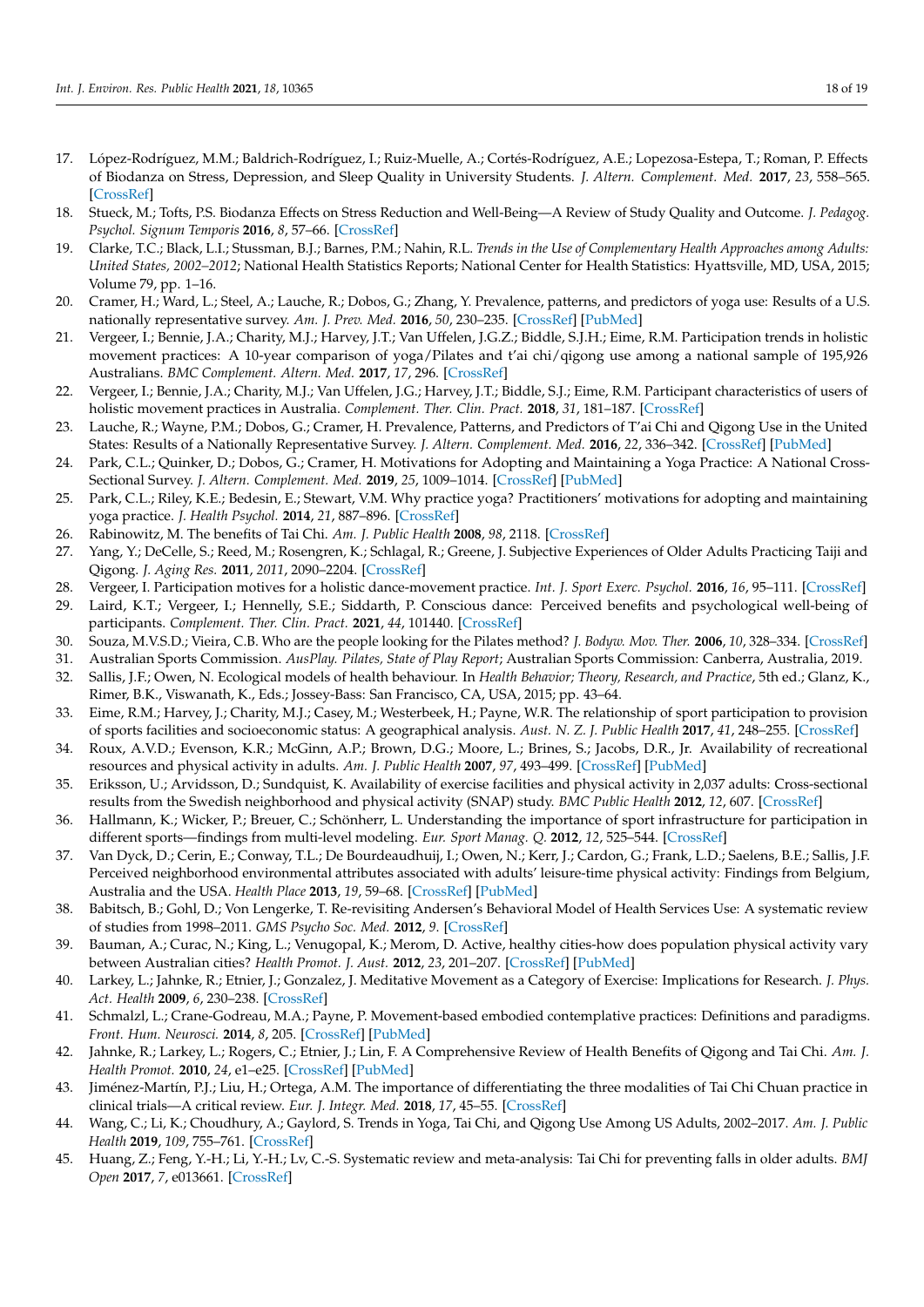17. López-Rodríguez, M.M.; Baldrich-Rodríguez, I.; Ruiz-Muelle, A.; Cortés-Rodríguez, A.E.; Lopezosa-Estepa, T.; Roman, P. Effects of Biodanza on Stress, Depression, and Sleep Quality in University Students. *J. Altern. Complement. Med.* **2017**, *23*, 558–565. [CrossRef]
18. Stueck, M.; Tofts, P.S. Biodanza Effects on Stress Reduction and Well-Being—A Review of Study Quality and Outcome. *J. Pedagog. Psychol. Signum Temporis* **2016**, *8*, 57–66. [CrossRef]
19. Clarke, T.C.; Black, L.I.; Stussman, B.J.; Barnes, P.M.; Nahin, R.L. *Trends in the Use of Complementary Health Approaches among Adults: United States, 2002–2012*; National Health Statistics Reports; National Center for Health Statistics: Hyattsville, MD, USA, 2015; Volume 79, pp. 1–16.
20. Cramer, H.; Ward, L.; Steel, A.; Lauche, R.; Dobos, G.; Zhang, Y. Prevalence, patterns, and predictors of yoga use: Results of a U.S. nationally representative survey. *Am. J. Prev. Med.* **2016**, *50*, 230–235. [CrossRef] [PubMed]
21. Vergeer, I.; Bennie, J.A.; Charity, M.J.; Harvey, J.T.; Van Uffelen, J.G.Z.; Biddle, S.J.H.; Eime, R.M. Participation trends in holistic movement practices: A 10-year comparison of yoga/Pilates and t'ai chi/qigong use among a national sample of 195,926 Australians. *BMC Complement. Altern. Med.* **2017**, *17*, 296. [CrossRef]
22. Vergeer, I.; Bennie, J.A.; Charity, M.J.; Van Uffelen, J.G.; Harvey, J.T.; Biddle, S.J.; Eime, R.M. Participant characteristics of users of holistic movement practices in Australia. *Complement. Ther. Clin. Pract.* **2018**, *31*, 181–187. [CrossRef]
23. Lauche, R.; Wayne, P.M.; Dobos, G.; Cramer, H. Prevalence, Patterns, and Predictors of T'ai Chi and Qigong Use in the United States: Results of a Nationally Representative Survey. *J. Altern. Complement. Med.* **2016**, *22*, 336–342. [CrossRef] [PubMed]
24. Park, C.L.; Quinker, D.; Dobos, G.; Cramer, H. Motivations for Adopting and Maintaining a Yoga Practice: A National Cross-Sectional Survey. *J. Altern. Complement. Med.* **2019**, *25*, 1009–1014. [CrossRef] [PubMed]
25. Park, C.L.; Riley, K.E.; Bedesin, E.; Stewart, V.M. Why practice yoga? Practitioners' motivations for adopting and maintaining yoga practice. *J. Health Psychol.* **2014**, *21*, 887–896. [CrossRef]
26. Rabinowitz, M. The benefits of Tai Chi. *Am. J. Public Health* **2008**, *98*, 2118. [CrossRef]
27. Yang, Y.; DeCelle, S.; Reed, M.; Rosengren, K.; Schlagal, R.; Greene, J. Subjective Experiences of Older Adults Practicing Taiji and Qigong. *J. Aging Res.* **2011**, *2011*, 2090–2204. [CrossRef]
28. Vergeer, I. Participation motives for a holistic dance-movement practice. *Int. J. Sport Exerc. Psychol.* **2016**, *16*, 95–111. [CrossRef]
29. Laird, K.T.; Vergeer, I.; Hennelly, S.E.; Siddarth, P. Conscious dance: Perceived benefits and psychological well-being of participants. *Complement. Ther. Clin. Pract.* **2021**, *44*, 101440. [CrossRef]
30. Souza, M.V.S.D.; Vieira, C.B. Who are the people looking for the Pilates method? *J. Bodyw. Mov. Ther.* **2006**, *10*, 328–334. [CrossRef]
31. Australian Sports Commission. *AusPlay. Pilates, State of Play Report*; Australian Sports Commission: Canberra, Australia, 2019.
32. Sallis, J.F.; Owen, N. Ecological models of health behaviour. In *Health Behavior; Theory, Research, and Practice*, 5th ed.; Glanz, K., Rimer, B.K., Viswanath, K., Eds.; Jossey-Bass: San Francisco, CA, USA, 2015; pp. 43–64.
33. Eime, R.M.; Harvey, J.; Charity, M.J.; Casey, M.; Westerbeek, H.; Payne, W.R. The relationship of sport participation to provision of sports facilities and socioeconomic status: A geographical analysis. *Aust. N. Z. J. Public Health* **2017**, *41*, 248–255. [CrossRef]
34. Roux, A.V.D.; Evenson, K.R.; McGinn, A.P.; Brown, D.G.; Moore, L.; Brines, S.; Jacobs, D.R., Jr. Availability of recreational resources and physical activity in adults. *Am. J. Public Health* **2007**, *97*, 493–499. [CrossRef] [PubMed]
35. Eriksson, U.; Arvidsson, D.; Sundquist, K. Availability of exercise facilities and physical activity in 2,037 adults: Cross-sectional results from the Swedish neighborhood and physical activity (SNAP) study. *BMC Public Health* **2012**, *12*, 607. [CrossRef]
36. Hallmann, K.; Wicker, P.; Breuer, C.; Schönherr, L. Understanding the importance of sport infrastructure for participation in different sports—findings from multi-level modeling. *Eur. Sport Manag. Q.* **2012**, *12*, 525–544. [CrossRef]
37. Van Dyck, D.; Cerin, E.; Conway, T.L.; De Bourdeaudhuij, I.; Owen, N.; Kerr, J.; Cardon, G.; Frank, L.D.; Saelens, B.E.; Sallis, J.F. Perceived neighborhood environmental attributes associated with adults' leisure-time physical activity: Findings from Belgium, Australia and the USA. *Health Place* **2013**, *19*, 59–68. [CrossRef] [PubMed]
38. Babitsch, B.; Gohl, D.; Von Lengerke, T. Re-revisiting Andersen's Behavioral Model of Health Services Use: A systematic review of studies from 1998–2011. *GMS Psycho Soc. Med.* **2012**, *9*. [CrossRef]
39. Bauman, A.; Curac, N.; King, L.; Venugopal, K.; Merom, D. Active, healthy cities-how does population physical activity vary between Australian cities? *Health Promot. J. Aust.* **2012**, *23*, 201–207. [CrossRef] [PubMed]
40. Larkey, L.; Jahnke, R.; Etnier, J.; Gonzalez, J. Meditative Movement as a Category of Exercise: Implications for Research. *J. Phys. Act. Health* **2009**, *6*, 230–238. [CrossRef]
41. Schmalzl, L.; Crane-Godreau, M.A.; Payne, P. Movement-based embodied contemplative practices: Definitions and paradigms. *Front. Hum. Neurosci.* **2014**, *8*, 205. [CrossRef] [PubMed]
42. Jahnke, R.; Larkey, L.; Rogers, C.; Etnier, J.; Lin, F. A Comprehensive Review of Health Benefits of Qigong and Tai Chi. *Am. J. Health Promot.* **2010**, *24*, e1–e25. [CrossRef] [PubMed]
43. Jiménez-Martín, P.J.; Liu, H.; Ortega, A.M. The importance of differentiating the three modalities of Tai Chi Chuan practice in clinical trials—A critical review. *Eur. J. Integr. Med.* **2018**, *17*, 45–55. [CrossRef]
44. Wang, C.; Li, K.; Choudhury, A.; Gaylord, S. Trends in Yoga, Tai Chi, and Qigong Use Among US Adults, 2002–2017. *Am. J. Public Health* **2019**, *109*, 755–761. [CrossRef]
45. Huang, Z.; Feng, Y.-H.; Li, Y.-H.; Lv, C.-S. Systematic review and meta-analysis: Tai Chi for preventing falls in older adults. *BMJ Open* **2017**, *7*, e013661. [CrossRef]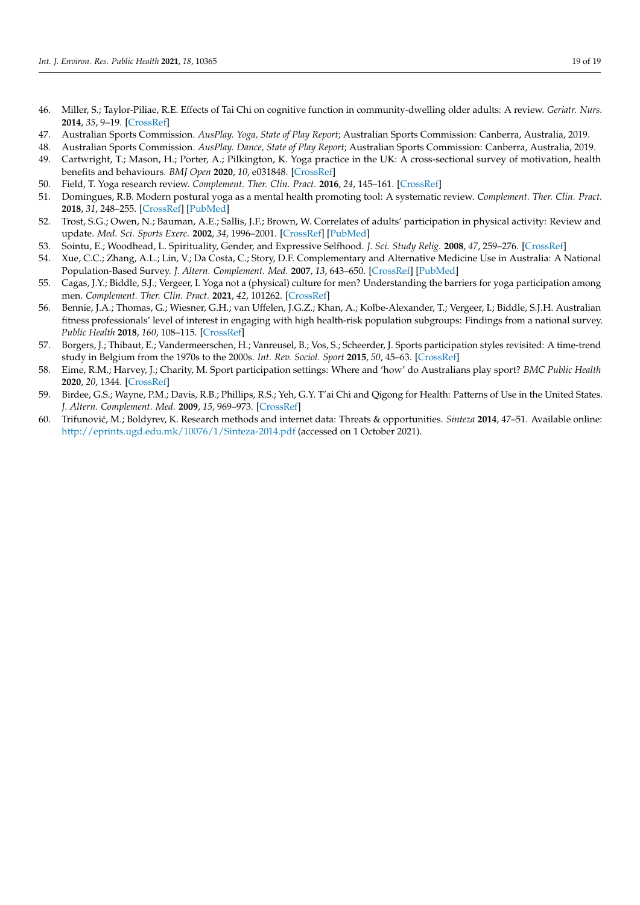46. Miller, S.; Taylor-Piliae, R.E. Effects of Tai Chi on cognitive function in community-dwelling older adults: A review. *Geriatr. Nurs.* **2014**, *35*, 9–19. [CrossRef]
47. Australian Sports Commission. *AusPlay. Yoga, State of Play Report*; Australian Sports Commission: Canberra, Australia, 2019.
48. Australian Sports Commission. *AusPlay. Dance, State of Play Report*; Australian Sports Commission: Canberra, Australia, 2019.
49. Cartwright, T.; Mason, H.; Porter, A.; Pilkington, K. Yoga practice in the UK: A cross-sectional survey of motivation, health benefits and behaviours. *BMJ Open* **2020**, *10*, e031848. [CrossRef]
50. Field, T. Yoga research review. *Complement. Ther. Clin. Pract.* **2016**, *24*, 145–161. [CrossRef]
51. Domingues, R.B. Modern postural yoga as a mental health promoting tool: A systematic review. *Complement. Ther. Clin. Pract.* **2018**, *31*, 248–255. [CrossRef] [PubMed]
52. Trost, S.G.; Owen, N.; Bauman, A.E.; Sallis, J.F.; Brown, W. Correlates of adults' participation in physical activity: Review and update. *Med. Sci. Sports Exerc.* **2002**, *34*, 1996–2001. [CrossRef] [PubMed]
53. Sointu, E.; Woodhead, L. Spirituality, Gender, and Expressive Selfhood. *J. Sci. Study Relig.* **2008**, *47*, 259–276. [CrossRef]
54. Xue, C.C.; Zhang, A.L.; Lin, V.; Da Costa, C.; Story, D.F. Complementary and Alternative Medicine Use in Australia: A National Population-Based Survey. *J. Altern. Complement. Med.* **2007**, *13*, 643–650. [CrossRef] [PubMed]
55. Cagas, J.Y.; Biddle, S.J.; Vergeer, I. Yoga not a (physical) culture for men? Understanding the barriers for yoga participation among men. *Complement. Ther. Clin. Pract.* **2021**, *42*, 101262. [CrossRef]
56. Bennie, J.A.; Thomas, G.; Wiesner, G.H.; van Uffelen, J.G.Z.; Khan, A.; Kolbe-Alexander, T.; Vergeer, I.; Biddle, S.J.H. Australian fitness professionals' level of interest in engaging with high health-risk population subgroups: Findings from a national survey. *Public Health* **2018**, *160*, 108–115. [CrossRef]
57. Borgers, J.; Thibaut, E.; Vandermeerschen, H.; Vanreusel, B.; Vos, S.; Scheerder, J. Sports participation styles revisited: A time-trend study in Belgium from the 1970s to the 2000s. *Int. Rev. Sociol. Sport* **2015**, *50*, 45–63. [CrossRef]
58. Eime, R.M.; Harvey, J.; Charity, M. Sport participation settings: Where and 'how' do Australians play sport? *BMC Public Health* **2020**, *20*, 1344. [CrossRef]
59. Birdee, G.S.; Wayne, P.M.; Davis, R.B.; Phillips, R.S.; Yeh, G.Y. T'ai Chi and Qigong for Health: Patterns of Use in the United States. *J. Altern. Complement. Med.* **2009**, *15*, 969–973. [CrossRef]
60. Trifunović, M.; Boldyrev, K. Research methods and internet data: Threats & opportunities. *Sinteza* **2014**, 47–51. Available online: http://eprints.ugd.edu.mk/10076/1/Sinteza-2014.pdf (accessed on 1 October 2021).